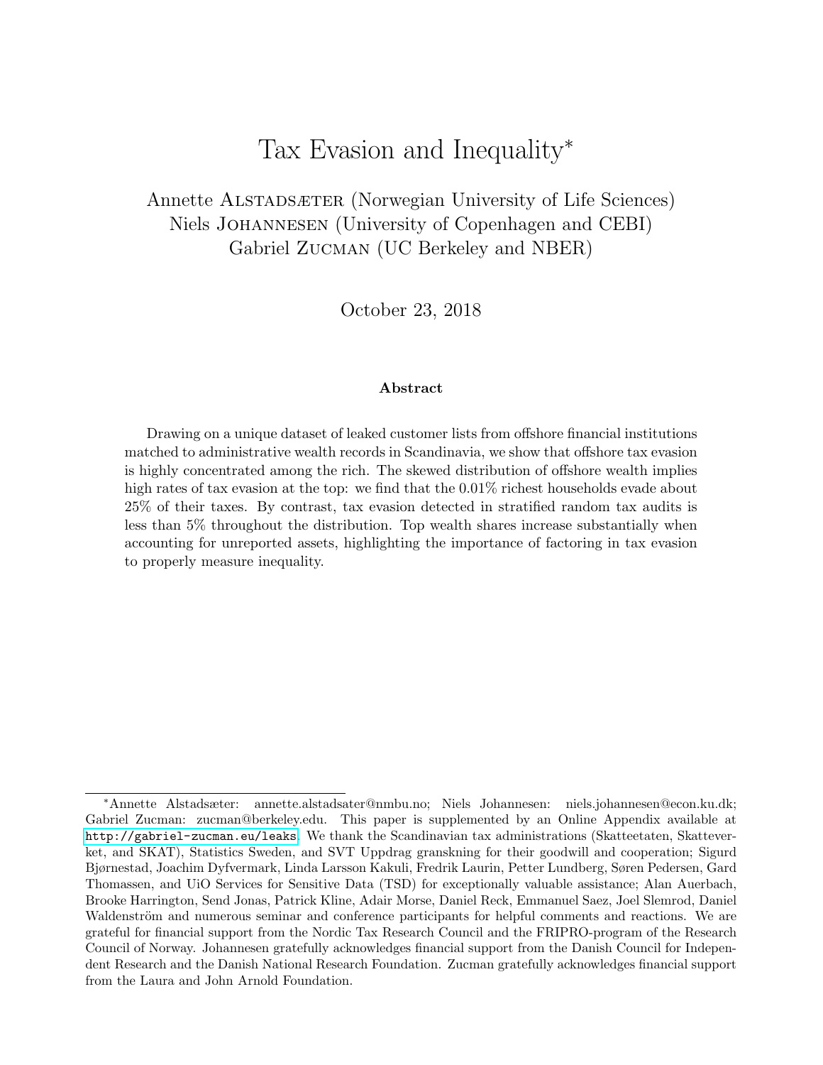# Tax Evasion and Inequality*

Annette ALSTADSÆTER (Norwegian University of Life Sciences)
Niels JOHANNESEN (University of Copenhagen and CEBI)
Gabriel ZUCMAN (UC Berkeley and NBER)

October 23, 2018

### Abstract

Drawing on a unique dataset of leaked customer lists from offshore financial institutions matched to administrative wealth records in Scandinavia, we show that offshore tax evasion is highly concentrated among the rich. The skewed distribution of offshore wealth implies high rates of tax evasion at the top: we find that the 0.01% richest households evade about 25% of their taxes. By contrast, tax evasion detected in stratified random tax audits is less than 5% throughout the distribution. Top wealth shares increase substantially when accounting for unreported assets, highlighting the importance of factoring in tax evasion to properly measure inequality.

---

*Annette Alstadsæter: annette.alstadsater@nmbu.no; Niels Johannesen: niels.johannesen@econ.ku.dk; Gabriel Zucman: zucman@berkeley.edu. This paper is supplemented by an Online Appendix available at http://gabriel-zucman.eu/leaks. We thank the Scandinavian tax administrations (Skatteetaten, Skatteverket, and SKAT), Statistics Sweden, and SVT Uppdrag granskning for their goodwill and cooperation; Sigurd Bjørnestad, Joachim Dyfvermark, Linda Larsson Kakuli, Fredrik Laurin, Petter Lundberg, Søren Pedersen, Gard Thomassen, and UiO Services for Sensitive Data (TSD) for exceptionally valuable assistance; Alan Auerbach, Brooke Harrington, Send Jonas, Patrick Kline, Adair Morse, Daniel Reck, Emmanuel Saez, Joel Slemrod, Daniel Waldenström and numerous seminar and conference participants for helpful comments and reactions. We are grateful for financial support from the Nordic Tax Research Council and the FRIPRO-program of the Research Council of Norway. Johannesen gratefully acknowledges financial support from the Danish Council for Independent Research and the Danish National Research Foundation. Zucman gratefully acknowledges financial support from the Laura and John Arnold Foundation.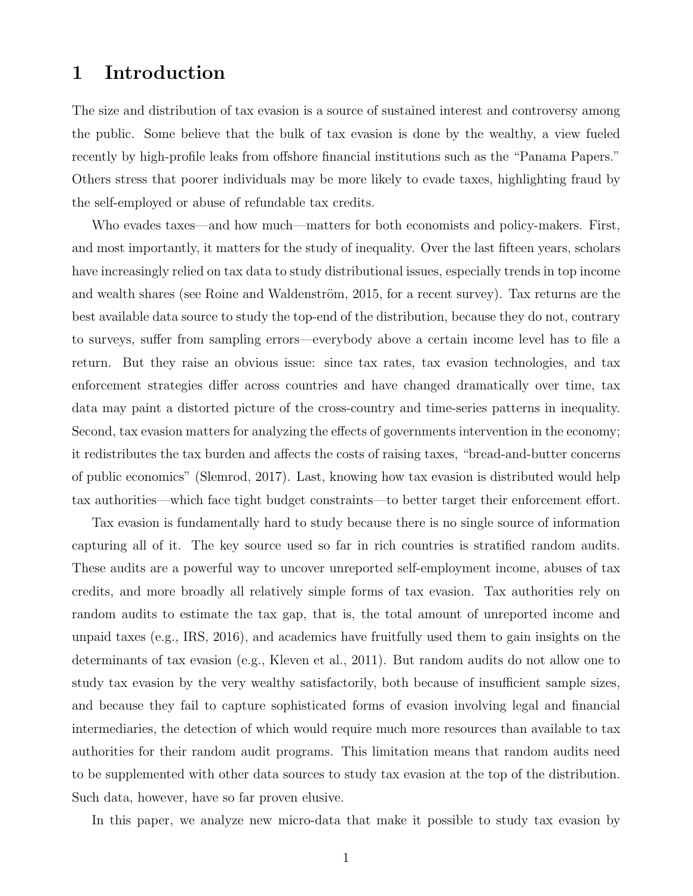# 1 Introduction

The size and distribution of tax evasion is a source of sustained interest and controversy among the public. Some believe that the bulk of tax evasion is done by the wealthy, a view fueled recently by high-profile leaks from offshore financial institutions such as the "Panama Papers." Others stress that poorer individuals may be more likely to evade taxes, highlighting fraud by the self-employed or abuse of refundable tax credits.

Who evades taxes—and how much—matters for both economists and policy-makers. First, and most importantly, it matters for the study of inequality. Over the last fifteen years, scholars have increasingly relied on tax data to study distributional issues, especially trends in top income and wealth shares (see Roine and Waldenström, 2015, for a recent survey). Tax returns are the best available data source to study the top-end of the distribution, because they do not, contrary to surveys, suffer from sampling errors—everybody above a certain income level has to file a return. But they raise an obvious issue: since tax rates, tax evasion technologies, and tax enforcement strategies differ across countries and have changed dramatically over time, tax data may paint a distorted picture of the cross-country and time-series patterns in inequality. Second, tax evasion matters for analyzing the effects of governments intervention in the economy; it redistributes the tax burden and affects the costs of raising taxes, "bread-and-butter concerns of public economics" (Slemrod, 2017). Last, knowing how tax evasion is distributed would help tax authorities—which face tight budget constraints—to better target their enforcement effort.

Tax evasion is fundamentally hard to study because there is no single source of information capturing all of it. The key source used so far in rich countries is stratified random audits. These audits are a powerful way to uncover unreported self-employment income, abuses of tax credits, and more broadly all relatively simple forms of tax evasion. Tax authorities rely on random audits to estimate the tax gap, that is, the total amount of unreported income and unpaid taxes (e.g., IRS, 2016), and academics have fruitfully used them to gain insights on the determinants of tax evasion (e.g., Kleven et al., 2011). But random audits do not allow one to study tax evasion by the very wealthy satisfactorily, both because of insufficient sample sizes, and because they fail to capture sophisticated forms of evasion involving legal and financial intermediaries, the detection of which would require much more resources than available to tax authorities for their random audit programs. This limitation means that random audits need to be supplemented with other data sources to study tax evasion at the top of the distribution. Such data, however, have so far proven elusive.

In this paper, we analyze new micro-data that make it possible to study tax evasion by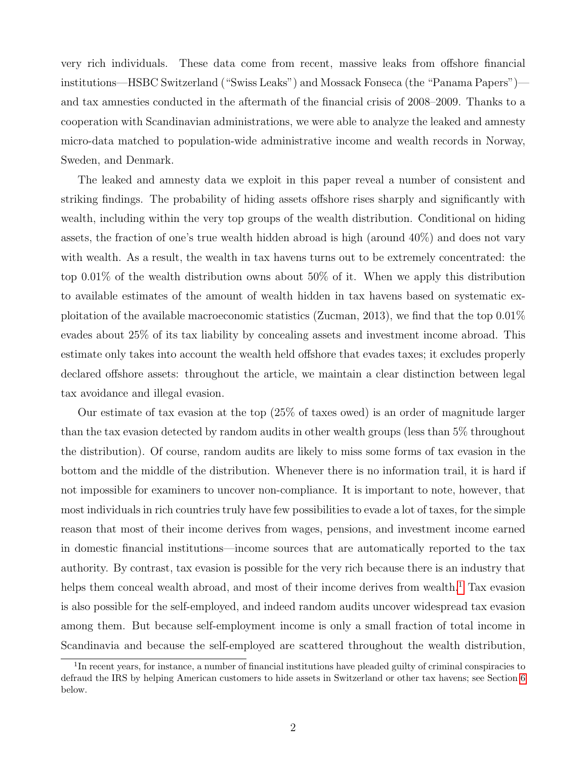very rich individuals. These data come from recent, massive leaks from offshore financial institutions—HSBC Switzerland ("Swiss Leaks") and Mossack Fonseca (the "Panama Papers")—and tax amnesties conducted in the aftermath of the financial crisis of 2008–2009. Thanks to a cooperation with Scandinavian administrations, we were able to analyze the leaked and amnesty micro-data matched to population-wide administrative income and wealth records in Norway, Sweden, and Denmark.

The leaked and amnesty data we exploit in this paper reveal a number of consistent and striking findings. The probability of hiding assets offshore rises sharply and significantly with wealth, including within the very top groups of the wealth distribution. Conditional on hiding assets, the fraction of one's true wealth hidden abroad is high (around 40%) and does not vary with wealth. As a result, the wealth in tax havens turns out to be extremely concentrated: the top 0.01% of the wealth distribution owns about 50% of it. When we apply this distribution to available estimates of the amount of wealth hidden in tax havens based on systematic exploitation of the available macroeconomic statistics (Zucman, 2013), we find that the top 0.01% evades about 25% of its tax liability by concealing assets and investment income abroad. This estimate only takes into account the wealth held offshore that evades taxes; it excludes properly declared offshore assets: throughout the article, we maintain a clear distinction between legal tax avoidance and illegal evasion.

Our estimate of tax evasion at the top (25% of taxes owed) is an order of magnitude larger than the tax evasion detected by random audits in other wealth groups (less than 5% throughout the distribution). Of course, random audits are likely to miss some forms of tax evasion in the bottom and the middle of the distribution. Whenever there is no information trail, it is hard if not impossible for examiners to uncover non-compliance. It is important to note, however, that most individuals in rich countries truly have few possibilities to evade a lot of taxes, for the simple reason that most of their income derives from wages, pensions, and investment income earned in domestic financial institutions—income sources that are automatically reported to the tax authority. By contrast, tax evasion is possible for the very rich because there is an industry that helps them conceal wealth abroad, and most of their income derives from wealth.[1] Tax evasion is also possible for the self-employed, and indeed random audits uncover widespread tax evasion among them. But because self-employment income is only a small fraction of total income in Scandinavia and because the self-employed are scattered throughout the wealth distribution,

[1] In recent years, for instance, a number of financial institutions have pleaded guilty of criminal conspiracies to defraud the IRS by helping American customers to hide assets in Switzerland or other tax havens; see Section 6 below.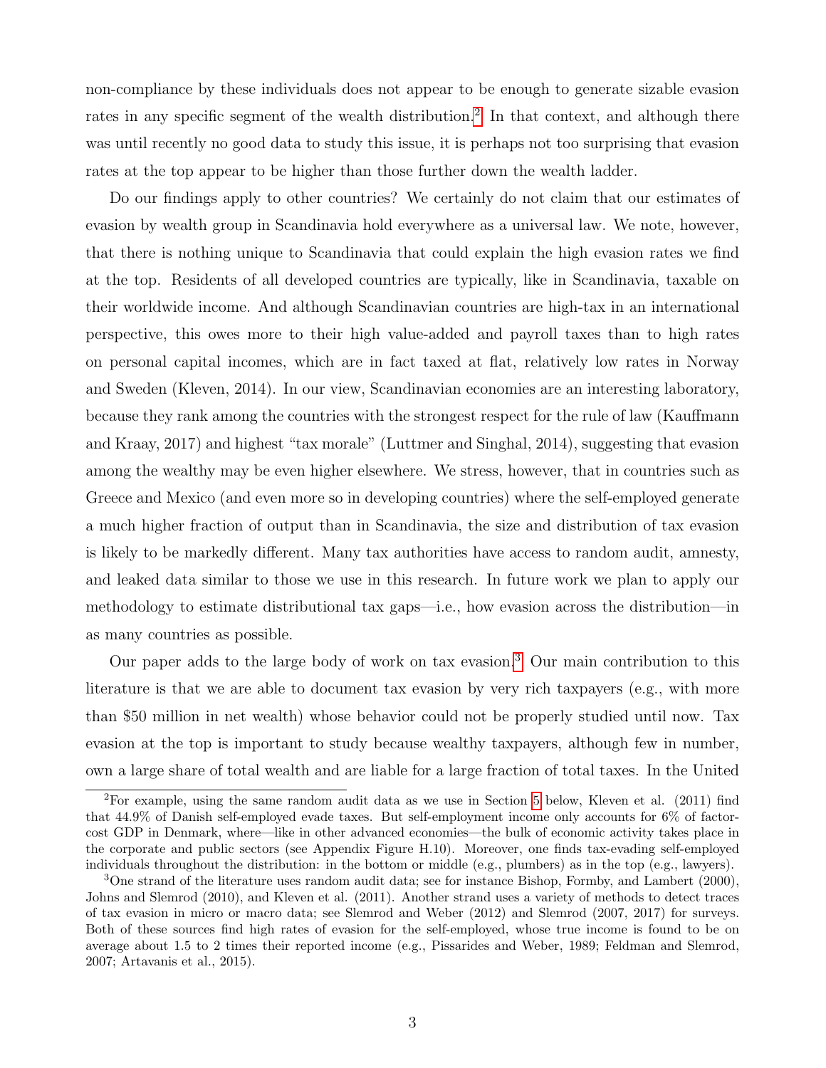non-compliance by these individuals does not appear to be enough to generate sizable evasion rates in any specific segment of the wealth distribution.[2] In that context, and although there was until recently no good data to study this issue, it is perhaps not too surprising that evasion rates at the top appear to be higher than those further down the wealth ladder.

Do our findings apply to other countries? We certainly do not claim that our estimates of evasion by wealth group in Scandinavia hold everywhere as a universal law. We note, however, that there is nothing unique to Scandinavia that could explain the high evasion rates we find at the top. Residents of all developed countries are typically, like in Scandinavia, taxable on their worldwide income. And although Scandinavian countries are high-tax in an international perspective, this owes more to their high value-added and payroll taxes than to high rates on personal capital incomes, which are in fact taxed at flat, relatively low rates in Norway and Sweden (Kleven, 2014). In our view, Scandinavian economies are an interesting laboratory, because they rank among the countries with the strongest respect for the rule of law (Kauffmann and Kraay, 2017) and highest "tax morale" (Luttmer and Singhal, 2014), suggesting that evasion among the wealthy may be even higher elsewhere. We stress, however, that in countries such as Greece and Mexico (and even more so in developing countries) where the self-employed generate a much higher fraction of output than in Scandinavia, the size and distribution of tax evasion is likely to be markedly different. Many tax authorities have access to random audit, amnesty, and leaked data similar to those we use in this research. In future work we plan to apply our methodology to estimate distributional tax gaps—i.e., how evasion across the distribution—in as many countries as possible.

Our paper adds to the large body of work on tax evasion.[3] Our main contribution to this literature is that we are able to document tax evasion by very rich taxpayers (e.g., with more than \$50 million in net wealth) whose behavior could not be properly studied until now. Tax evasion at the top is important to study because wealthy taxpayers, although few in number, own a large share of total wealth and are liable for a large fraction of total taxes. In the United

[2] For example, using the same random audit data as we use in Section 5 below, Kleven et al. (2011) find that 44.9% of Danish self-employed evade taxes. But self-employment income only accounts for 6% of factor-cost GDP in Denmark, where—like in other advanced economies—the bulk of economic activity takes place in the corporate and public sectors (see Appendix Figure H.10). Moreover, one finds tax-evading self-employed individuals throughout the distribution: in the bottom or middle (e.g., plumbers) as in the top (e.g., lawyers).

[3] One strand of the literature uses random audit data; see for instance Bishop, Formby, and Lambert (2000), Johns and Slemrod (2010), and Kleven et al. (2011). Another strand uses a variety of methods to detect traces of tax evasion in micro or macro data; see Slemrod and Weber (2012) and Slemrod (2007, 2017) for surveys. Both of these sources find high rates of evasion for the self-employed, whose true income is found to be on average about 1.5 to 2 times their reported income (e.g., Pissarides and Weber, 1989; Feldman and Slemrod, 2007; Artavanis et al., 2015).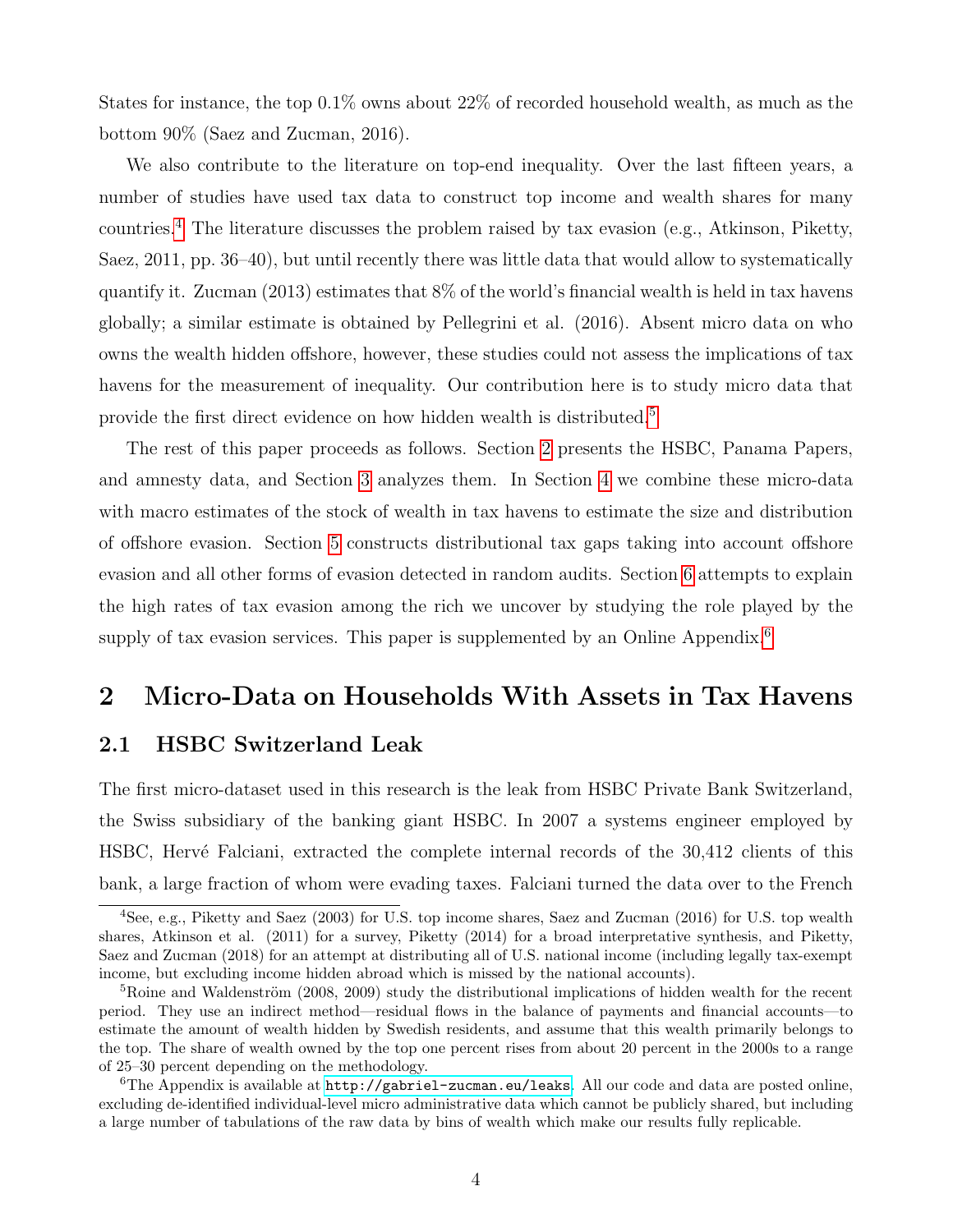States for instance, the top 0.1% owns about 22% of recorded household wealth, as much as the bottom 90% (Saez and Zucman, 2016).

We also contribute to the literature on top-end inequality. Over the last fifteen years, a number of studies have used tax data to construct top income and wealth shares for many countries.[4] The literature discusses the problem raised by tax evasion (e.g., Atkinson, Piketty, Saez, 2011, pp. 36–40), but until recently there was little data that would allow to systematically quantify it. Zucman (2013) estimates that 8% of the world's financial wealth is held in tax havens globally; a similar estimate is obtained by Pellegrini et al. (2016). Absent micro data on who owns the wealth hidden offshore, however, these studies could not assess the implications of tax havens for the measurement of inequality. Our contribution here is to study micro data that provide the first direct evidence on how hidden wealth is distributed.[5]

The rest of this paper proceeds as follows. Section 2 presents the HSBC, Panama Papers, and amnesty data, and Section 3 analyzes them. In Section 4 we combine these micro-data with macro estimates of the stock of wealth in tax havens to estimate the size and distribution of offshore evasion. Section 5 constructs distributional tax gaps taking into account offshore evasion and all other forms of evasion detected in random audits. Section 6 attempts to explain the high rates of tax evasion among the rich we uncover by studying the role played by the supply of tax evasion services. This paper is supplemented by an Online Appendix.[6]

## 2 Micro-Data on Households With Assets in Tax Havens

### 2.1 HSBC Switzerland Leak

The first micro-dataset used in this research is the leak from HSBC Private Bank Switzerland, the Swiss subsidiary of the banking giant HSBC. In 2007 a systems engineer employed by HSBC, Hervé Falciani, extracted the complete internal records of the 30,412 clients of this bank, a large fraction of whom were evading taxes. Falciani turned the data over to the French

---

[4] See, e.g., Piketty and Saez (2003) for U.S. top income shares, Saez and Zucman (2016) for U.S. top wealth shares, Atkinson et al. (2011) for a survey, Piketty (2014) for a broad interpretative synthesis, and Piketty, Saez and Zucman (2018) for an attempt at distributing all of U.S. national income (including legally tax-exempt income, but excluding income hidden abroad which is missed by the national accounts).

[5] Roine and Waldenström (2008, 2009) study the distributional implications of hidden wealth for the recent period. They use an indirect method—residual flows in the balance of payments and financial accounts—to estimate the amount of wealth hidden by Swedish residents, and assume that this wealth primarily belongs to the top. The share of wealth owned by the top one percent rises from about 20 percent in the 2000s to a range of 25–30 percent depending on the methodology.

[6] The Appendix is available at http://gabriel-zucman.eu/leaks. All our code and data are posted online, excluding de-identified individual-level micro administrative data which cannot be publicly shared, but including a large number of tabulations of the raw data by bins of wealth which make our results fully replicable.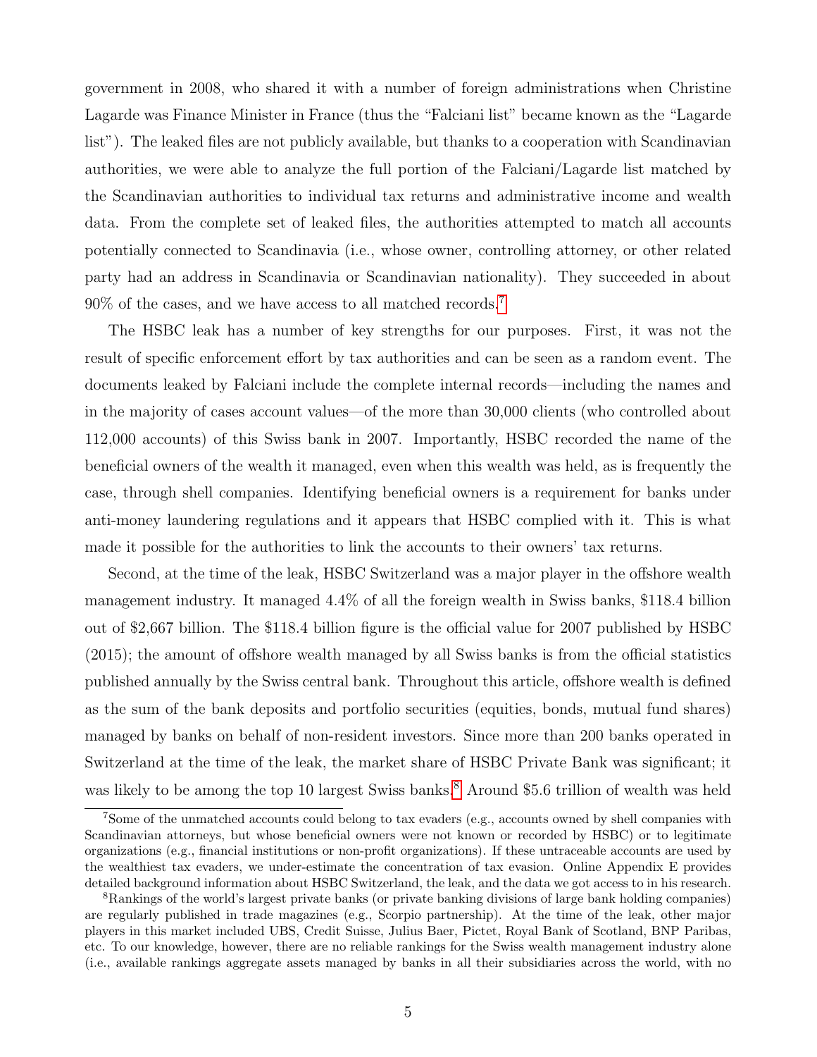government in 2008, who shared it with a number of foreign administrations when Christine Lagarde was Finance Minister in France (thus the "Falciani list" became known as the "Lagarde list"). The leaked files are not publicly available, but thanks to a cooperation with Scandinavian authorities, we were able to analyze the full portion of the Falciani/Lagarde list matched by the Scandinavian authorities to individual tax returns and administrative income and wealth data. From the complete set of leaked files, the authorities attempted to match all accounts potentially connected to Scandinavia (i.e., whose owner, controlling attorney, or other related party had an address in Scandinavia or Scandinavian nationality). They succeeded in about 90% of the cases, and we have access to all matched records.[7]

The HSBC leak has a number of key strengths for our purposes. First, it was not the result of specific enforcement effort by tax authorities and can be seen as a random event. The documents leaked by Falciani include the complete internal records—including the names and in the majority of cases account values—of the more than 30,000 clients (who controlled about 112,000 accounts) of this Swiss bank in 2007. Importantly, HSBC recorded the name of the beneficial owners of the wealth it managed, even when this wealth was held, as is frequently the case, through shell companies. Identifying beneficial owners is a requirement for banks under anti-money laundering regulations and it appears that HSBC complied with it. This is what made it possible for the authorities to link the accounts to their owners' tax returns.

Second, at the time of the leak, HSBC Switzerland was a major player in the offshore wealth management industry. It managed 4.4% of all the foreign wealth in Swiss banks, $118.4 billion out of $2,667 billion. The $118.4 billion figure is the official value for 2007 published by HSBC (2015); the amount of offshore wealth managed by all Swiss banks is from the official statistics published annually by the Swiss central bank. Throughout this article, offshore wealth is defined as the sum of the bank deposits and portfolio securities (equities, bonds, mutual fund shares) managed by banks on behalf of non-resident investors. Since more than 200 banks operated in Switzerland at the time of the leak, the market share of HSBC Private Bank was significant; it was likely to be among the top 10 largest Swiss banks.[8] Around $5.6 trillion of wealth was held

[7] Some of the unmatched accounts could belong to tax evaders (e.g., accounts owned by shell companies with Scandinavian attorneys, but whose beneficial owners were not known or recorded by HSBC) or to legitimate organizations (e.g., financial institutions or non-profit organizations). If these untraceable accounts are used by the wealthiest tax evaders, we under-estimate the concentration of tax evasion. Online Appendix E provides detailed background information about HSBC Switzerland, the leak, and the data we got access to in his research.

[8] Rankings of the world's largest private banks (or private banking divisions of large bank holding companies) are regularly published in trade magazines (e.g., Scorpio partnership). At the time of the leak, other major players in this market included UBS, Credit Suisse, Julius Baer, Pictet, Royal Bank of Scotland, BNP Paribas, etc. To our knowledge, however, there are no reliable rankings for the Swiss wealth management industry alone (i.e., available rankings aggregate assets managed by banks in all their subsidiaries across the world, with no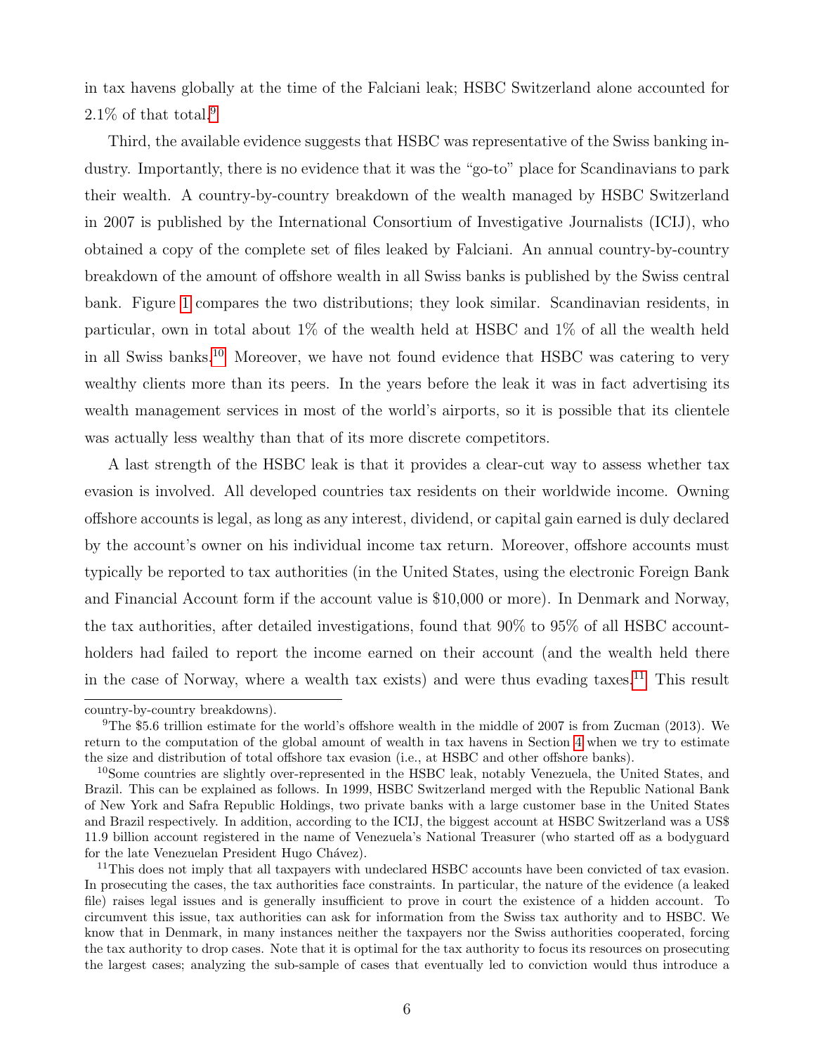in tax havens globally at the time of the Falciani leak; HSBC Switzerland alone accounted for 2.1% of that total.[9]

Third, the available evidence suggests that HSBC was representative of the Swiss banking industry. Importantly, there is no evidence that it was the "go-to" place for Scandinavians to park their wealth. A country-by-country breakdown of the wealth managed by HSBC Switzerland in 2007 is published by the International Consortium of Investigative Journalists (ICIJ), who obtained a copy of the complete set of files leaked by Falciani. An annual country-by-country breakdown of the amount of offshore wealth in all Swiss banks is published by the Swiss central bank. Figure 1 compares the two distributions; they look similar. Scandinavian residents, in particular, own in total about 1% of the wealth held at HSBC and 1% of all the wealth held in all Swiss banks.[10] Moreover, we have not found evidence that HSBC was catering to very wealthy clients more than its peers. In the years before the leak it was in fact advertising its wealth management services in most of the world's airports, so it is possible that its clientele was actually less wealthy than that of its more discrete competitors.

A last strength of the HSBC leak is that it provides a clear-cut way to assess whether tax evasion is involved. All developed countries tax residents on their worldwide income. Owning offshore accounts is legal, as long as any interest, dividend, or capital gain earned is duly declared by the account's owner on his individual income tax return. Moreover, offshore accounts must typically be reported to tax authorities (in the United States, using the electronic Foreign Bank and Financial Account form if the account value is $10,000 or more). In Denmark and Norway, the tax authorities, after detailed investigations, found that 90% to 95% of all HSBC account-holders had failed to report the income earned on their account (and the wealth held there in the case of Norway, where a wealth tax exists) and were thus evading taxes.[11] This result

---

country-by-country breakdowns).

[9] The $5.6 trillion estimate for the world's offshore wealth in the middle of 2007 is from Zucman (2013). We return to the computation of the global amount of wealth in tax havens in Section 4 when we try to estimate the size and distribution of total offshore tax evasion (i.e., at HSBC and other offshore banks).

[10] Some countries are slightly over-represented in the HSBC leak, notably Venezuela, the United States, and Brazil. This can be explained as follows. In 1999, HSBC Switzerland merged with the Republic National Bank of New York and Safra Republic Holdings, two private banks with a large customer base in the United States and Brazil respectively. In addition, according to the ICIJ, the biggest account at HSBC Switzerland was a US$ 11.9 billion account registered in the name of Venezuela's National Treasurer (who started off as a bodyguard for the late Venezuelan President Hugo Chávez).

[11] This does not imply that all taxpayers with undeclared HSBC accounts have been convicted of tax evasion. In prosecuting the cases, the tax authorities face constraints. In particular, the nature of the evidence (a leaked file) raises legal issues and is generally insufficient to prove in court the existence of a hidden account. To circumvent this issue, tax authorities can ask for information from the Swiss tax authority and to HSBC. We know that in Denmark, in many instances neither the taxpayers nor the Swiss authorities cooperated, forcing the tax authority to drop cases. Note that it is optimal for the tax authority to focus its resources on prosecuting the largest cases; analyzing the sub-sample of cases that eventually led to conviction would thus introduce a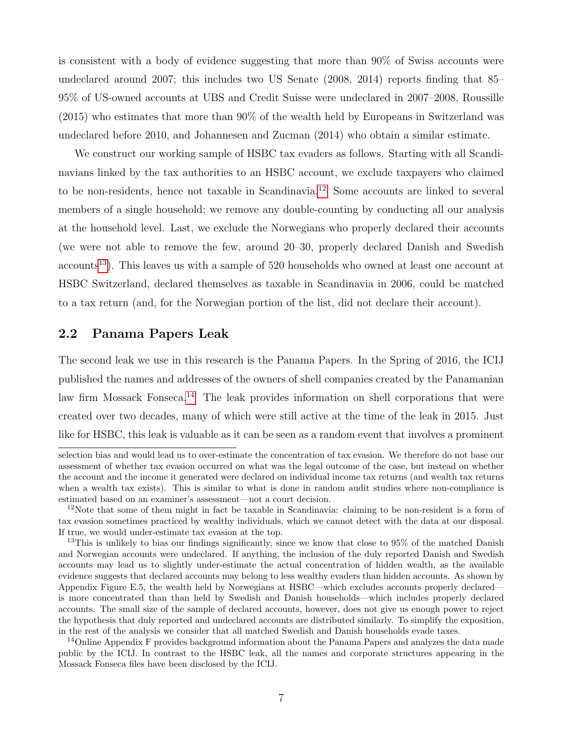is consistent with a body of evidence suggesting that more than 90% of Swiss accounts were undeclared around 2007; this includes two US Senate (2008, 2014) reports finding that 85–95% of US-owned accounts at UBS and Credit Suisse were undeclared in 2007–2008, Roussille (2015) who estimates that more than 90% of the wealth held by Europeans in Switzerland was undeclared before 2010, and Johannesen and Zucman (2014) who obtain a similar estimate.

We construct our working sample of HSBC tax evaders as follows. Starting with all Scandinavians linked by the tax authorities to an HSBC account, we exclude taxpayers who claimed to be non-residents, hence not taxable in Scandinavia.[12] Some accounts are linked to several members of a single household; we remove any double-counting by conducting all our analysis at the household level. Last, we exclude the Norwegians who properly declared their accounts (we were not able to remove the few, around 20–30, properly declared Danish and Swedish accounts[13]). This leaves us with a sample of 520 households who owned at least one account at HSBC Switzerland, declared themselves as taxable in Scandinavia in 2006, could be matched to a tax return (and, for the Norwegian portion of the list, did not declare their account).

## 2.2 Panama Papers Leak

The second leak we use in this research is the Panama Papers. In the Spring of 2016, the ICIJ published the names and addresses of the owners of shell companies created by the Panamanian law firm Mossack Fonseca.[14] The leak provides information on shell corporations that were created over two decades, many of which were still active at the time of the leak in 2015. Just like for HSBC, this leak is valuable as it can be seen as a random event that involves a prominent

selection bias and would lead us to over-estimate the concentration of tax evasion. We therefore do not base our assessment of whether tax evasion occurred on what was the legal outcome of the case, but instead on whether the account and the income it generated were declared on individual income tax returns (and wealth tax returns when a wealth tax exists). This is similar to what is done in random audit studies where non-compliance is estimated based on an examiner's assessment—not a court decision.

[12]Note that some of them might in fact be taxable in Scandinavia: claiming to be non-resident is a form of tax evasion sometimes practiced by wealthy individuals, which we cannot detect with the data at our disposal. If true, we would under-estimate tax evasion at the top.

[13]This is unlikely to bias our findings significantly, since we know that close to 95% of the matched Danish and Norwegian accounts were undeclared. If anything, the inclusion of the duly reported Danish and Swedish accounts may lead us to slightly under-estimate the actual concentration of hidden wealth, as the available evidence suggests that declared accounts may belong to less wealthy evaders than hidden accounts. As shown by Appendix Figure E.5, the wealth held by Norwegians at HSBC—which excludes accounts properly declared—is more concentrated than than held by Swedish and Danish households—which includes properly declared accounts. The small size of the sample of declared accounts, however, does not give us enough power to reject the hypothesis that duly reported and undeclared accounts are distributed similarly. To simplify the exposition, in the rest of the analysis we consider that all matched Swedish and Danish households evade taxes.

[14]Online Appendix F provides background information about the Panama Papers and analyzes the data made public by the ICIJ. In contrast to the HSBC leak, all the names and corporate structures appearing in the Mossack Fonseca files have been disclosed by the ICIJ.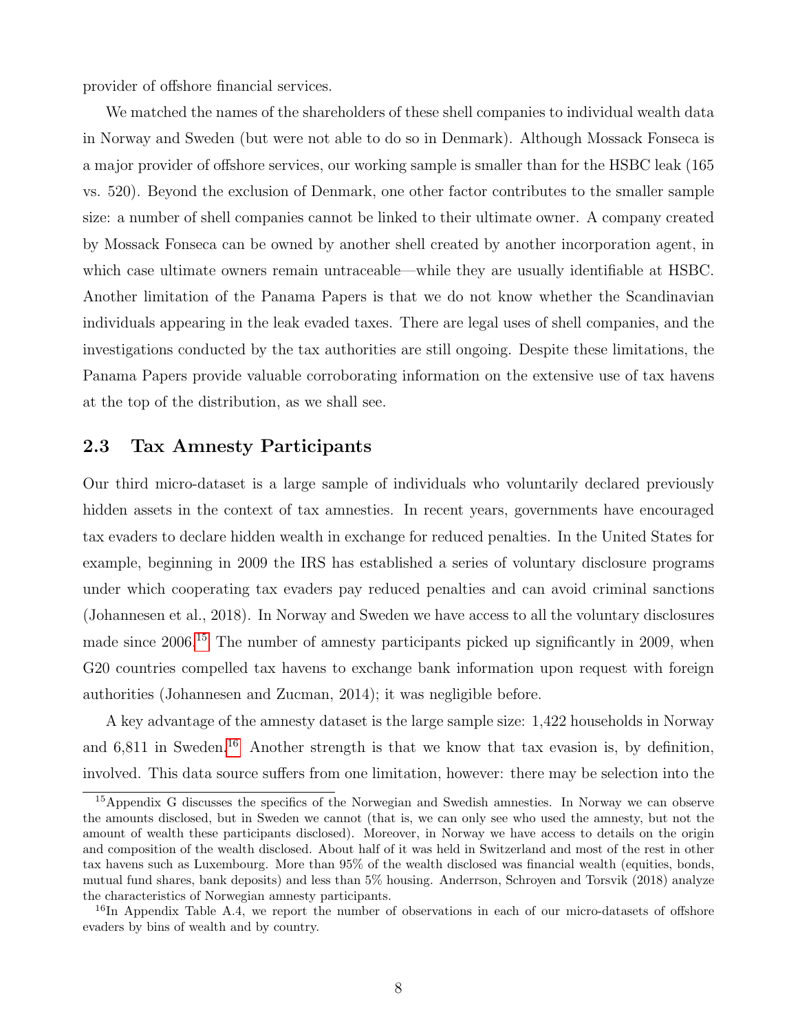provider of offshore financial services.

We matched the names of the shareholders of these shell companies to individual wealth data in Norway and Sweden (but were not able to do so in Denmark). Although Mossack Fonseca is a major provider of offshore services, our working sample is smaller than for the HSBC leak (165 vs. 520). Beyond the exclusion of Denmark, one other factor contributes to the smaller sample size: a number of shell companies cannot be linked to their ultimate owner. A company created by Mossack Fonseca can be owned by another shell created by another incorporation agent, in which case ultimate owners remain untraceable—while they are usually identifiable at HSBC. Another limitation of the Panama Papers is that we do not know whether the Scandinavian individuals appearing in the leak evaded taxes. There are legal uses of shell companies, and the investigations conducted by the tax authorities are still ongoing. Despite these limitations, the Panama Papers provide valuable corroborating information on the extensive use of tax havens at the top of the distribution, as we shall see.

## 2.3 Tax Amnesty Participants

Our third micro-dataset is a large sample of individuals who voluntarily declared previously hidden assets in the context of tax amnesties. In recent years, governments have encouraged tax evaders to declare hidden wealth in exchange for reduced penalties. In the United States for example, beginning in 2009 the IRS has established a series of voluntary disclosure programs under which cooperating tax evaders pay reduced penalties and can avoid criminal sanctions (Johannesen et al., 2018). In Norway and Sweden we have access to all the voluntary disclosures made since 2006.[15] The number of amnesty participants picked up significantly in 2009, when G20 countries compelled tax havens to exchange bank information upon request with foreign authorities (Johannesen and Zucman, 2014); it was negligible before.

A key advantage of the amnesty dataset is the large sample size: 1,422 households in Norway and 6,811 in Sweden.[16] Another strength is that we know that tax evasion is, by definition, involved. This data source suffers from one limitation, however: there may be selection into the

[15] Appendix G discusses the specifics of the Norwegian and Swedish amnesties. In Norway we can observe the amounts disclosed, but in Sweden we cannot (that is, we can only see who used the amnesty, but not the amount of wealth these participants disclosed). Moreover, in Norway we have access to details on the origin and composition of the wealth disclosed. About half of it was held in Switzerland and most of the rest in other tax havens such as Luxembourg. More than 95% of the wealth disclosed was financial wealth (equities, bonds, mutual fund shares, bank deposits) and less than 5% housing. Anderrson, Schroyen and Torsvik (2018) analyze the characteristics of Norwegian amnesty participants.

[16] In Appendix Table A.4, we report the number of observations in each of our micro-datasets of offshore evaders by bins of wealth and by country.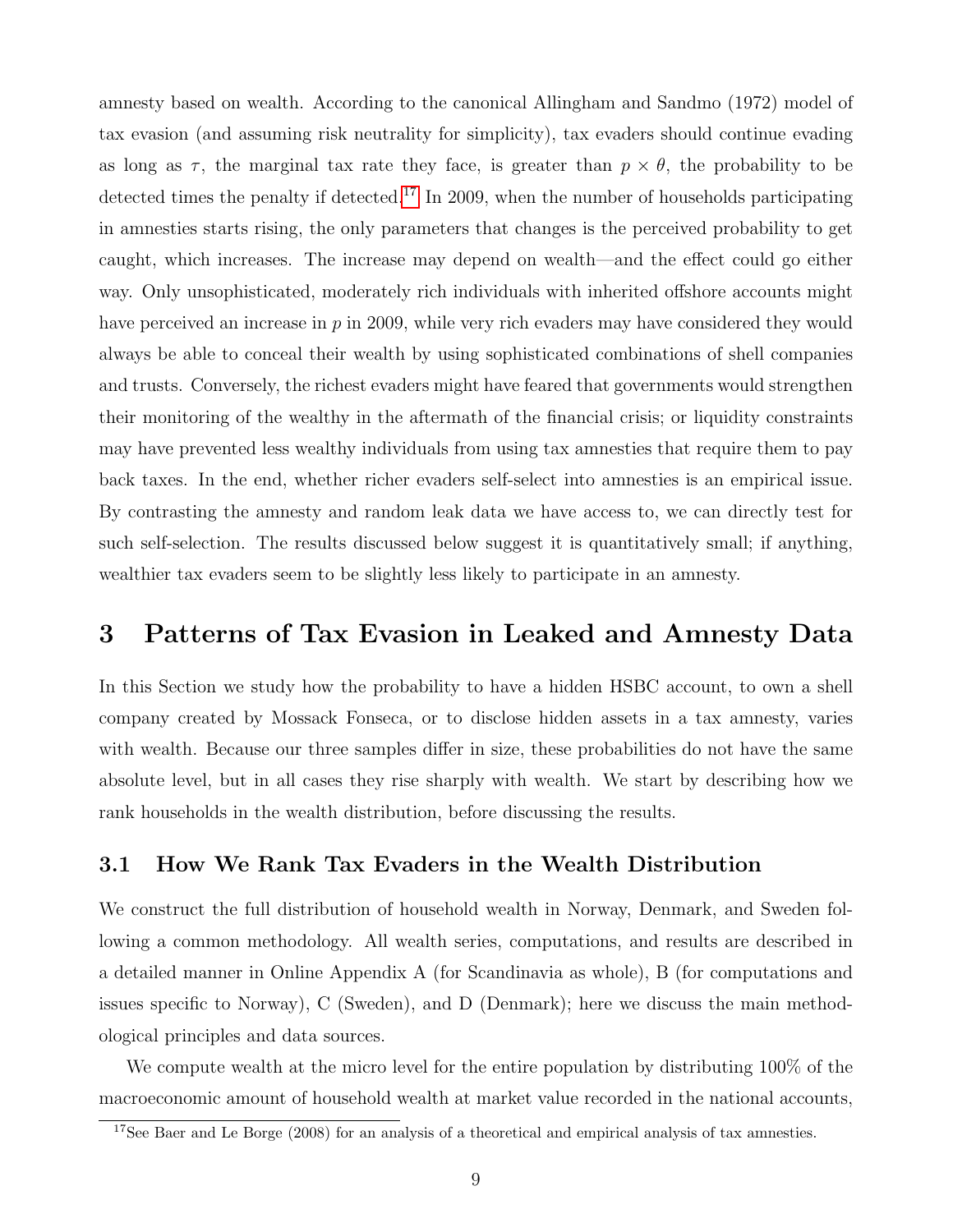amnesty based on wealth. According to the canonical Allingham and Sandmo (1972) model of tax evasion (and assuming risk neutrality for simplicity), tax evaders should continue evading as long as $\tau$, the marginal tax rate they face, is greater than $p \times \theta$, the probability to be detected times the penalty if detected.[17] In 2009, when the number of households participating in amnesties starts rising, the only parameters that changes is the perceived probability to get caught, which increases. The increase may depend on wealth—and the effect could go either way. Only unsophisticated, moderately rich individuals with inherited offshore accounts might have perceived an increase in $p$ in 2009, while very rich evaders may have considered they would always be able to conceal their wealth by using sophisticated combinations of shell companies and trusts. Conversely, the richest evaders might have feared that governments would strengthen their monitoring of the wealthy in the aftermath of the financial crisis; or liquidity constraints may have prevented less wealthy individuals from using tax amnesties that require them to pay back taxes. In the end, whether richer evaders self-select into amnesties is an empirical issue. By contrasting the amnesty and random leak data we have access to, we can directly test for such self-selection. The results discussed below suggest it is quantitatively small; if anything, wealthier tax evaders seem to be slightly less likely to participate in an amnesty.

# 3 Patterns of Tax Evasion in Leaked and Amnesty Data

In this Section we study how the probability to have a hidden HSBC account, to own a shell company created by Mossack Fonseca, or to disclose hidden assets in a tax amnesty, varies with wealth. Because our three samples differ in size, these probabilities do not have the same absolute level, but in all cases they rise sharply with wealth. We start by describing how we rank households in the wealth distribution, before discussing the results.

## 3.1 How We Rank Tax Evaders in the Wealth Distribution

We construct the full distribution of household wealth in Norway, Denmark, and Sweden following a common methodology. All wealth series, computations, and results are described in a detailed manner in Online Appendix A (for Scandinavia as whole), B (for computations and issues specific to Norway), C (Sweden), and D (Denmark); here we discuss the main methodological principles and data sources.

We compute wealth at the micro level for the entire population by distributing 100% of the macroeconomic amount of household wealth at market value recorded in the national accounts,

[17] See Baer and Le Borge (2008) for an analysis of a theoretical and empirical analysis of tax amnesties.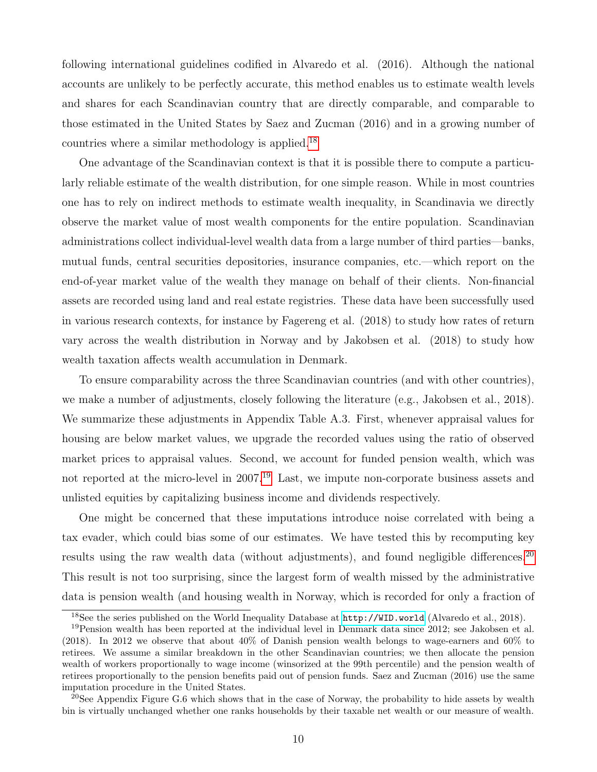following international guidelines codified in Alvaredo et al. (2016). Although the national accounts are unlikely to be perfectly accurate, this method enables us to estimate wealth levels and shares for each Scandinavian country that are directly comparable, and comparable to those estimated in the United States by Saez and Zucman (2016) and in a growing number of countries where a similar methodology is applied.[18]

One advantage of the Scandinavian context is that it is possible there to compute a particularly reliable estimate of the wealth distribution, for one simple reason. While in most countries one has to rely on indirect methods to estimate wealth inequality, in Scandinavia we directly observe the market value of most wealth components for the entire population. Scandinavian administrations collect individual-level wealth data from a large number of third parties—banks, mutual funds, central securities depositories, insurance companies, etc.—which report on the end-of-year market value of the wealth they manage on behalf of their clients. Non-financial assets are recorded using land and real estate registries. These data have been successfully used in various research contexts, for instance by Fagereng et al. (2018) to study how rates of return vary across the wealth distribution in Norway and by Jakobsen et al. (2018) to study how wealth taxation affects wealth accumulation in Denmark.

To ensure comparability across the three Scandinavian countries (and with other countries), we make a number of adjustments, closely following the literature (e.g., Jakobsen et al., 2018). We summarize these adjustments in Appendix Table A.3. First, whenever appraisal values for housing are below market values, we upgrade the recorded values using the ratio of observed market prices to appraisal values. Second, we account for funded pension wealth, which was not reported at the micro-level in 2007.[19] Last, we impute non-corporate business assets and unlisted equities by capitalizing business income and dividends respectively.

One might be concerned that these imputations introduce noise correlated with being a tax evader, which could bias some of our estimates. We have tested this by recomputing key results using the raw wealth data (without adjustments), and found negligible differences.[20] This result is not too surprising, since the largest form of wealth missed by the administrative data is pension wealth (and housing wealth in Norway, which is recorded for only a fraction of

[18] See the series published on the World Inequality Database at http://WID.world (Alvaredo et al., 2018).

[19] Pension wealth has been reported at the individual level in Denmark data since 2012; see Jakobsen et al. (2018). In 2012 we observe that about 40% of Danish pension wealth belongs to wage-earners and 60% to retirees. We assume a similar breakdown in the other Scandinavian countries; we then allocate the pension wealth of workers proportionally to wage income (winsorized at the 99th percentile) and the pension wealth of retirees proportionally to the pension benefits paid out of pension funds. Saez and Zucman (2016) use the same imputation procedure in the United States.

[20] See Appendix Figure G.6 which shows that in the case of Norway, the probability to hide assets by wealth bin is virtually unchanged whether one ranks households by their taxable net wealth or our measure of wealth.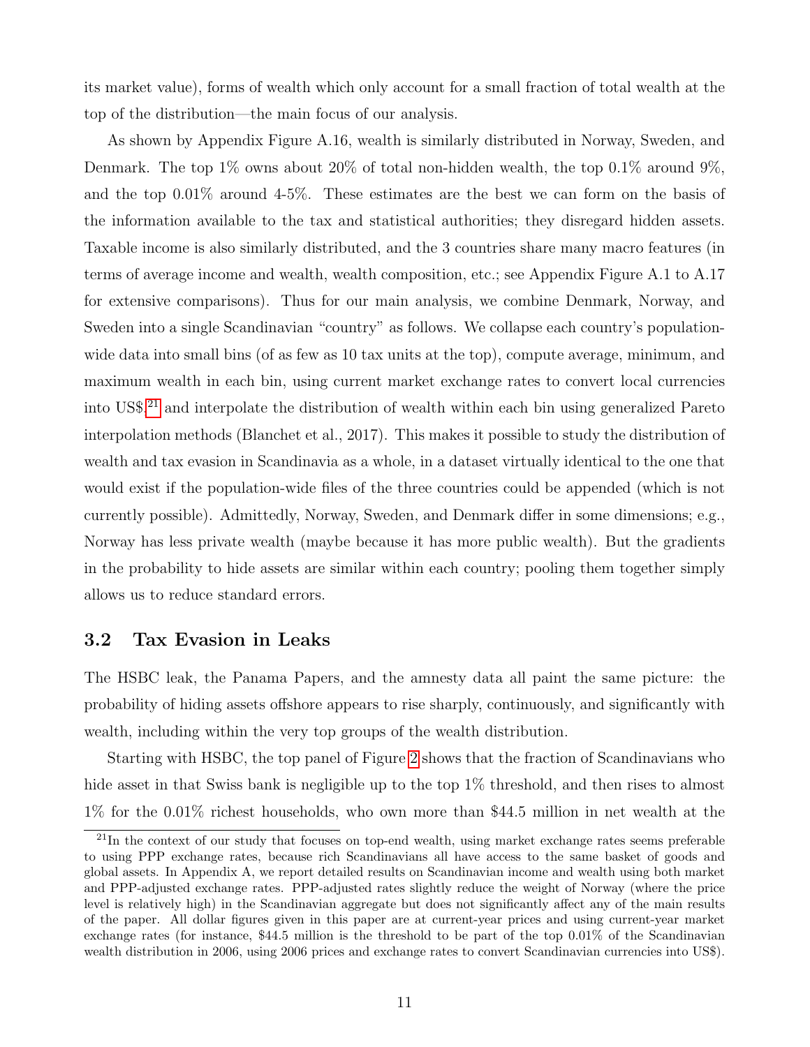its market value), forms of wealth which only account for a small fraction of total wealth at the top of the distribution—the main focus of our analysis.

As shown by Appendix Figure A.16, wealth is similarly distributed in Norway, Sweden, and Denmark. The top 1% owns about 20% of total non-hidden wealth, the top 0.1% around 9%, and the top 0.01% around 4-5%. These estimates are the best we can form on the basis of the information available to the tax and statistical authorities; they disregard hidden assets. Taxable income is also similarly distributed, and the 3 countries share many macro features (in terms of average income and wealth, wealth composition, etc.; see Appendix Figure A.1 to A.17 for extensive comparisons). Thus for our main analysis, we combine Denmark, Norway, and Sweden into a single Scandinavian "country" as follows. We collapse each country's population-wide data into small bins (of as few as 10 tax units at the top), compute average, minimum, and maximum wealth in each bin, using current market exchange rates to convert local currencies into US$,[21] and interpolate the distribution of wealth within each bin using generalized Pareto interpolation methods (Blanchet et al., 2017). This makes it possible to study the distribution of wealth and tax evasion in Scandinavia as a whole, in a dataset virtually identical to the one that would exist if the population-wide files of the three countries could be appended (which is not currently possible). Admittedly, Norway, Sweden, and Denmark differ in some dimensions; e.g., Norway has less private wealth (maybe because it has more public wealth). But the gradients in the probability to hide assets are similar within each country; pooling them together simply allows us to reduce standard errors.

## 3.2 Tax Evasion in Leaks

The HSBC leak, the Panama Papers, and the amnesty data all paint the same picture: the probability of hiding assets offshore appears to rise sharply, continuously, and significantly with wealth, including within the very top groups of the wealth distribution.

Starting with HSBC, the top panel of Figure 2 shows that the fraction of Scandinavians who hide asset in that Swiss bank is negligible up to the top 1% threshold, and then rises to almost 1% for the 0.01% richest households, who own more than $44.5 million in net wealth at the

[21] In the context of our study that focuses on top-end wealth, using market exchange rates seems preferable to using PPP exchange rates, because rich Scandinavians all have access to the same basket of goods and global assets. In Appendix A, we report detailed results on Scandinavian income and wealth using both market and PPP-adjusted exchange rates. PPP-adjusted rates slightly reduce the weight of Norway (where the price level is relatively high) in the Scandinavian aggregate but does not significantly affect any of the main results of the paper. All dollar figures given in this paper are at current-year prices and using current-year market exchange rates (for instance, $44.5 million is the threshold to be part of the top 0.01% of the Scandinavian wealth distribution in 2006, using 2006 prices and exchange rates to convert Scandinavian currencies into US$).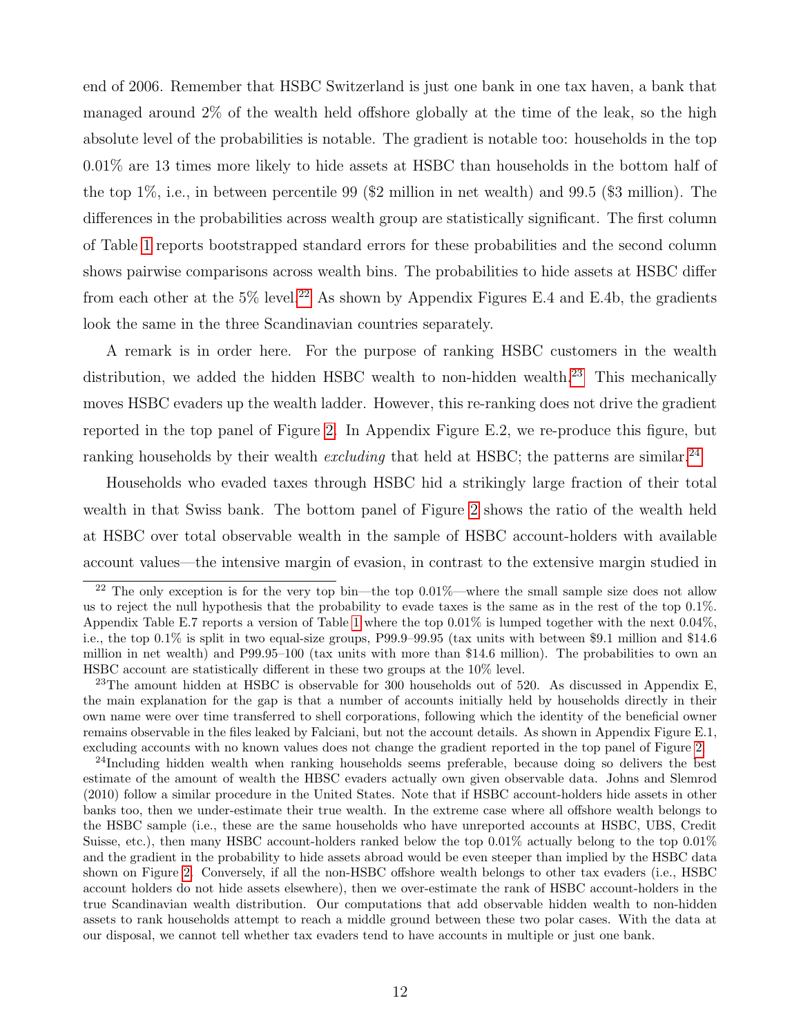end of 2006. Remember that HSBC Switzerland is just one bank in one tax haven, a bank that managed around 2% of the wealth held offshore globally at the time of the leak, so the high absolute level of the probabilities is notable. The gradient is notable too: households in the top 0.01% are 13 times more likely to hide assets at HSBC than households in the bottom half of the top 1%, i.e., in between percentile 99 ($2 million in net wealth) and 99.5 ($3 million). The differences in the probabilities across wealth group are statistically significant. The first column of Table 1 reports bootstrapped standard errors for these probabilities and the second column shows pairwise comparisons across wealth bins. The probabilities to hide assets at HSBC differ from each other at the 5% level.[22] As shown by Appendix Figures E.4 and E.4b, the gradients look the same in the three Scandinavian countries separately.

A remark is in order here. For the purpose of ranking HSBC customers in the wealth distribution, we added the hidden HSBC wealth to non-hidden wealth.[23] This mechanically moves HSBC evaders up the wealth ladder. However, this re-ranking does not drive the gradient reported in the top panel of Figure 2. In Appendix Figure E.2, we re-produce this figure, but ranking households by their wealth *excluding* that held at HSBC; the patterns are similar.[24]

Households who evaded taxes through HSBC hid a strikingly large fraction of their total wealth in that Swiss bank. The bottom panel of Figure 2 shows the ratio of the wealth held at HSBC over total observable wealth in the sample of HSBC account-holders with available account values—the intensive margin of evasion, in contrast to the extensive margin studied in

[22] The only exception is for the very top bin—the top 0.01%—where the small sample size does not allow us to reject the null hypothesis that the probability to evade taxes is the same as in the rest of the top 0.1%. Appendix Table E.7 reports a version of Table 1 where the top 0.01% is lumped together with the next 0.04%, i.e., the top 0.1% is split in two equal-size groups, P99.9–99.95 (tax units with between $9.1 million and $14.6 million in net wealth) and P99.95–100 (tax units with more than $14.6 million). The probabilities to own an HSBC account are statistically different in these two groups at the 10% level.

[23] The amount hidden at HSBC is observable for 300 households out of 520. As discussed in Appendix E, the main explanation for the gap is that a number of accounts initially held by households directly in their own name were over time transferred to shell corporations, following which the identity of the beneficial owner remains observable in the files leaked by Falciani, but not the account details. As shown in Appendix Figure E.1, excluding accounts with no known values does not change the gradient reported in the top panel of Figure 2.

[24] Including hidden wealth when ranking households seems preferable, because doing so delivers the best estimate of the amount of wealth the HBSC evaders actually own given observable data. Johns and Slemrod (2010) follow a similar procedure in the United States. Note that if HSBC account-holders hide assets in other banks too, then we under-estimate their true wealth. In the extreme case where all offshore wealth belongs to the HSBC sample (i.e., these are the same households who have unreported accounts at HSBC, UBS, Credit Suisse, etc.), then many HSBC account-holders ranked below the top 0.01% actually belong to the top 0.01% and the gradient in the probability to hide assets abroad would be even steeper than implied by the HSBC data shown on Figure 2. Conversely, if all the non-HSBC offshore wealth belongs to other tax evaders (i.e., HSBC account holders do not hide assets elsewhere), then we over-estimate the rank of HSBC account-holders in the true Scandinavian wealth distribution. Our computations that add observable hidden wealth to non-hidden assets to rank households attempt to reach a middle ground between these two polar cases. With the data at our disposal, we cannot tell whether tax evaders tend to have accounts in multiple or just one bank.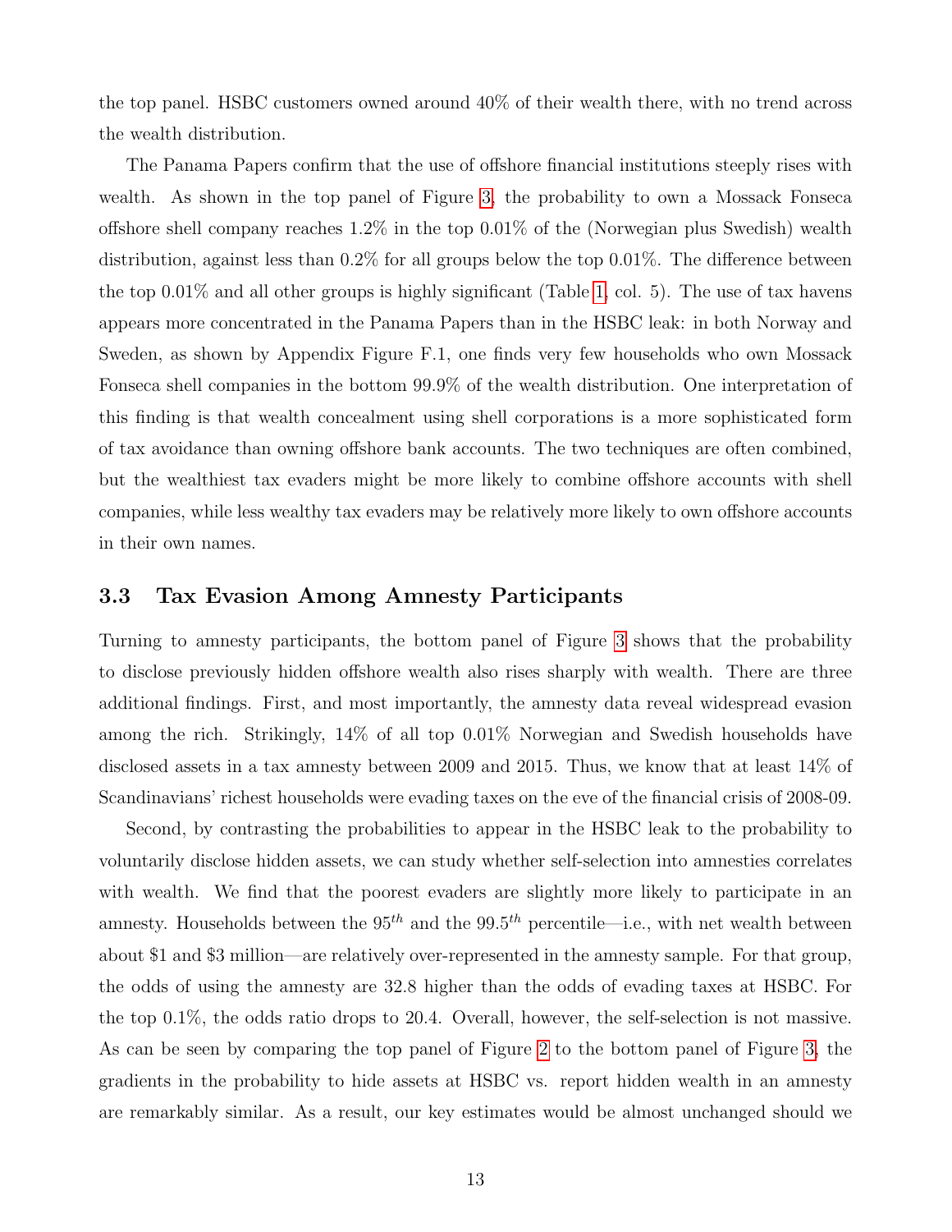the top panel. HSBC customers owned around 40% of their wealth there, with no trend across the wealth distribution.

The Panama Papers confirm that the use of offshore financial institutions steeply rises with wealth. As shown in the top panel of Figure 3, the probability to own a Mossack Fonseca offshore shell company reaches 1.2% in the top 0.01% of the (Norwegian plus Swedish) wealth distribution, against less than 0.2% for all groups below the top 0.01%. The difference between the top 0.01% and all other groups is highly significant (Table 1, col. 5). The use of tax havens appears more concentrated in the Panama Papers than in the HSBC leak: in both Norway and Sweden, as shown by Appendix Figure F.1, one finds very few households who own Mossack Fonseca shell companies in the bottom 99.9% of the wealth distribution. One interpretation of this finding is that wealth concealment using shell corporations is a more sophisticated form of tax avoidance than owning offshore bank accounts. The two techniques are often combined, but the wealthiest tax evaders might be more likely to combine offshore accounts with shell companies, while less wealthy tax evaders may be relatively more likely to own offshore accounts in their own names.

### 3.3 Tax Evasion Among Amnesty Participants

Turning to amnesty participants, the bottom panel of Figure 3 shows that the probability to disclose previously hidden offshore wealth also rises sharply with wealth. There are three additional findings. First, and most importantly, the amnesty data reveal widespread evasion among the rich. Strikingly, 14% of all top 0.01% Norwegian and Swedish households have disclosed assets in a tax amnesty between 2009 and 2015. Thus, we know that at least 14% of Scandinavians' richest households were evading taxes on the eve of the financial crisis of 2008-09.

Second, by contrasting the probabilities to appear in the HSBC leak to the probability to voluntarily disclose hidden assets, we can study whether self-selection into amnesties correlates with wealth. We find that the poorest evaders are slightly more likely to participate in an amnesty. Households between the $95^{th}$ and the $99.5^{th}$ percentile—i.e., with net wealth between about \$1 and \$3 million—are relatively over-represented in the amnesty sample. For that group, the odds of using the amnesty are 32.8 higher than the odds of evading taxes at HSBC. For the top 0.1%, the odds ratio drops to 20.4. Overall, however, the self-selection is not massive. As can be seen by comparing the top panel of Figure 2 to the bottom panel of Figure 3, the gradients in the probability to hide assets at HSBC vs. report hidden wealth in an amnesty are remarkably similar. As a result, our key estimates would be almost unchanged should we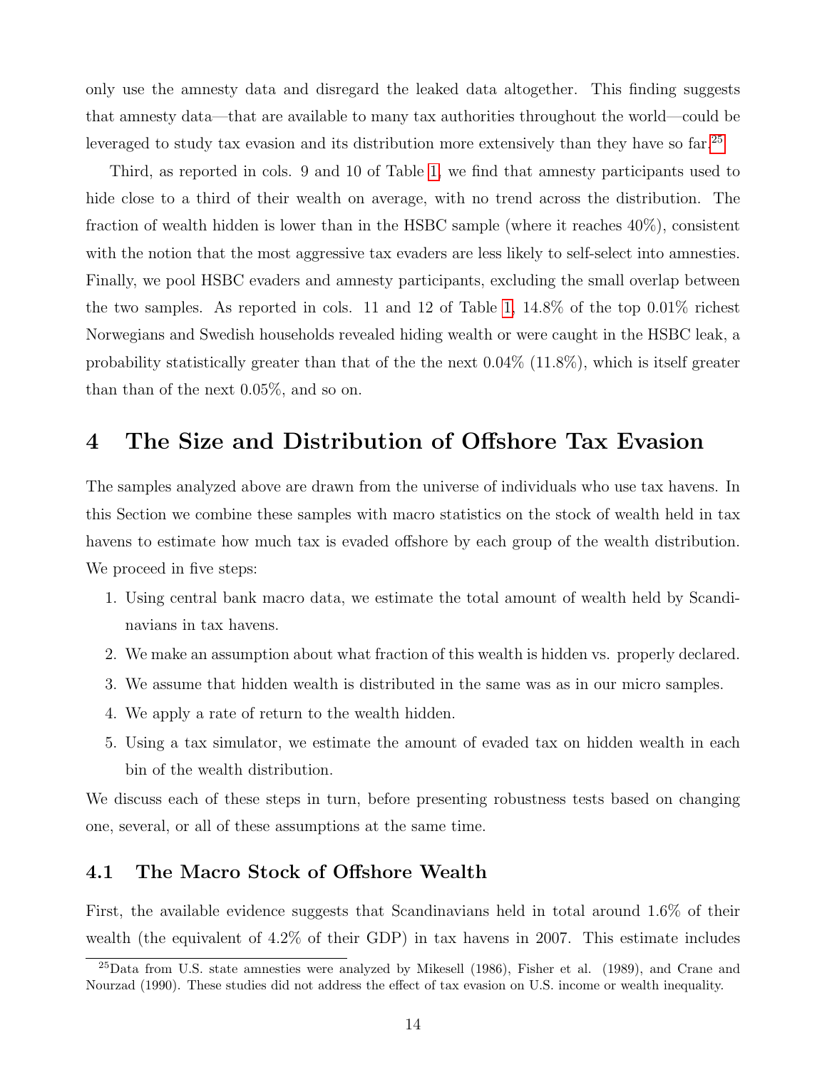only use the amnesty data and disregard the leaked data altogether. This finding suggests that amnesty data—that are available to many tax authorities throughout the world—could be leveraged to study tax evasion and its distribution more extensively than they have so far.[25]

Third, as reported in cols. 9 and 10 of Table 1, we find that amnesty participants used to hide close to a third of their wealth on average, with no trend across the distribution. The fraction of wealth hidden is lower than in the HSBC sample (where it reaches 40%), consistent with the notion that the most aggressive tax evaders are less likely to self-select into amnesties. Finally, we pool HSBC evaders and amnesty participants, excluding the small overlap between the two samples. As reported in cols. 11 and 12 of Table 1, 14.8% of the top 0.01% richest Norwegians and Swedish households revealed hiding wealth or were caught in the HSBC leak, a probability statistically greater than that of the the next 0.04% (11.8%), which is itself greater than than of the next 0.05%, and so on.

# 4 The Size and Distribution of Offshore Tax Evasion

The samples analyzed above are drawn from the universe of individuals who use tax havens. In this Section we combine these samples with macro statistics on the stock of wealth held in tax havens to estimate how much tax is evaded offshore by each group of the wealth distribution. We proceed in five steps:

1. Using central bank macro data, we estimate the total amount of wealth held by Scandinavians in tax havens.
2. We make an assumption about what fraction of this wealth is hidden vs. properly declared.
3. We assume that hidden wealth is distributed in the same was as in our micro samples.
4. We apply a rate of return to the wealth hidden.
5. Using a tax simulator, we estimate the amount of evaded tax on hidden wealth in each bin of the wealth distribution.

We discuss each of these steps in turn, before presenting robustness tests based on changing one, several, or all of these assumptions at the same time.

## 4.1 The Macro Stock of Offshore Wealth

First, the available evidence suggests that Scandinavians held in total around 1.6% of their wealth (the equivalent of 4.2% of their GDP) in tax havens in 2007. This estimate includes

[25] Data from U.S. state amnesties were analyzed by Mikesell (1986), Fisher et al. (1989), and Crane and Nourzad (1990). These studies did not address the effect of tax evasion on U.S. income or wealth inequality.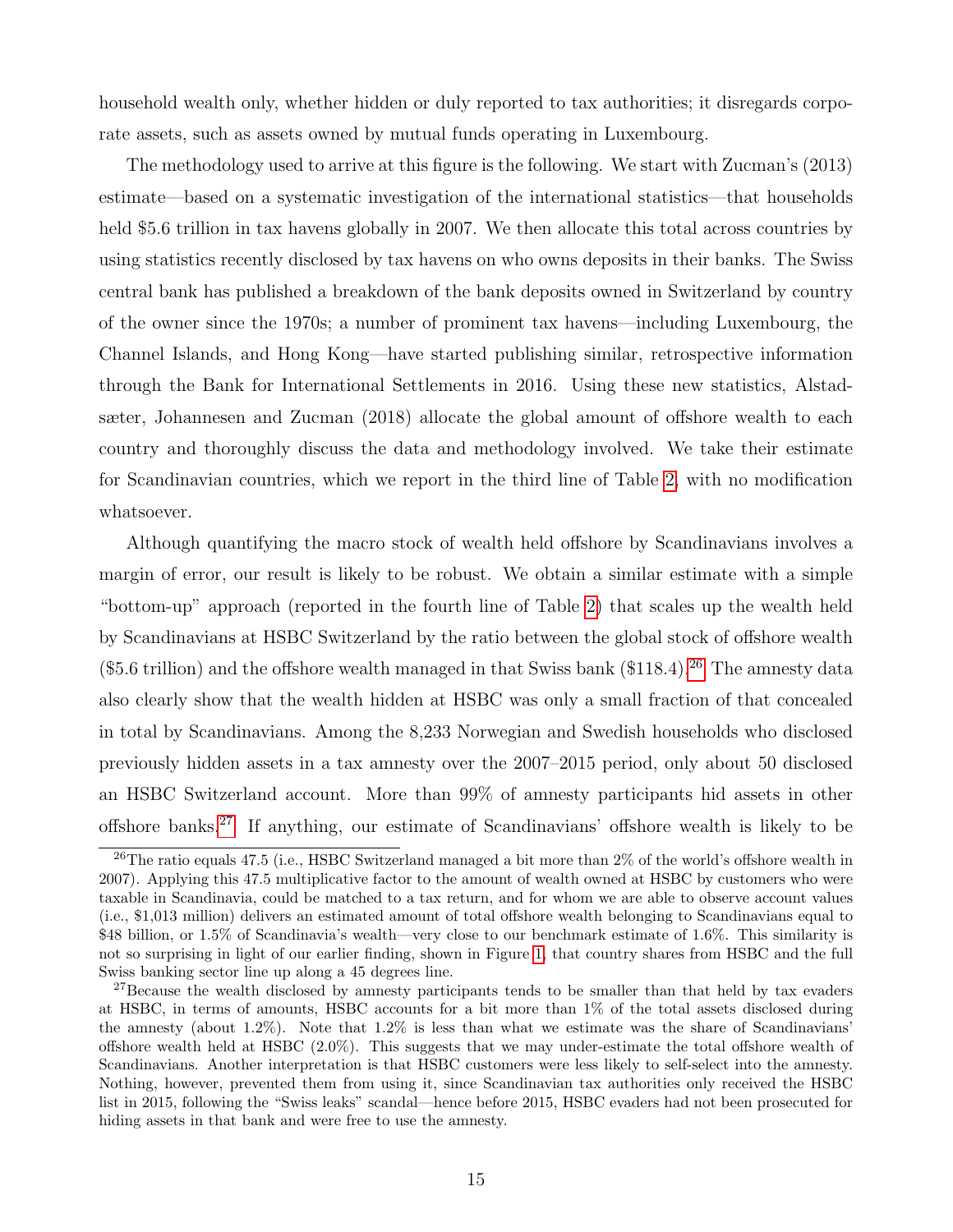household wealth only, whether hidden or duly reported to tax authorities; it disregards corporate assets, such as assets owned by mutual funds operating in Luxembourg.

The methodology used to arrive at this figure is the following. We start with Zucman's (2013) estimate—based on a systematic investigation of the international statistics—that households held \$5.6 trillion in tax havens globally in 2007. We then allocate this total across countries by using statistics recently disclosed by tax havens on who owns deposits in their banks. The Swiss central bank has published a breakdown of the bank deposits owned in Switzerland by country of the owner since the 1970s; a number of prominent tax havens—including Luxembourg, the Channel Islands, and Hong Kong—have started publishing similar, retrospective information through the Bank for International Settlements in 2016. Using these new statistics, Alstadsæter, Johannesen and Zucman (2018) allocate the global amount of offshore wealth to each country and thoroughly discuss the data and methodology involved. We take their estimate for Scandinavian countries, which we report in the third line of Table 2, with no modification whatsoever.

Although quantifying the macro stock of wealth held offshore by Scandinavians involves a margin of error, our result is likely to be robust. We obtain a similar estimate with a simple "bottom-up" approach (reported in the fourth line of Table 2) that scales up the wealth held by Scandinavians at HSBC Switzerland by the ratio between the global stock of offshore wealth (\$5.6 trillion) and the offshore wealth managed in that Swiss bank (\$118.4).[26] The amnesty data also clearly show that the wealth hidden at HSBC was only a small fraction of that concealed in total by Scandinavians. Among the 8,233 Norwegian and Swedish households who disclosed previously hidden assets in a tax amnesty over the 2007–2015 period, only about 50 disclosed an HSBC Switzerland account. More than 99% of amnesty participants hid assets in other offshore banks.[27] If anything, our estimate of Scandinavians' offshore wealth is likely to be

[26] The ratio equals 47.5 (i.e., HSBC Switzerland managed a bit more than 2% of the world's offshore wealth in 2007). Applying this 47.5 multiplicative factor to the amount of wealth owned at HSBC by customers who were taxable in Scandinavia, could be matched to a tax return, and for whom we are able to observe account values (i.e., \$1,013 million) delivers an estimated amount of total offshore wealth belonging to Scandinavians equal to \$48 billion, or 1.5% of Scandinavia's wealth—very close to our benchmark estimate of 1.6%. This similarity is not so surprising in light of our earlier finding, shown in Figure 1, that country shares from HSBC and the full Swiss banking sector line up along a 45 degrees line.

[27] Because the wealth disclosed by amnesty participants tends to be smaller than that held by tax evaders at HSBC, in terms of amounts, HSBC accounts for a bit more than 1% of the total assets disclosed during the amnesty (about 1.2%). Note that 1.2% is less than what we estimate was the share of Scandinavians' offshore wealth held at HSBC (2.0%). This suggests that we may under-estimate the total offshore wealth of Scandinavians. Another interpretation is that HSBC customers were less likely to self-select into the amnesty. Nothing, however, prevented them from using it, since Scandinavian tax authorities only received the HSBC list in 2015, following the "Swiss leaks" scandal—hence before 2015, HSBC evaders had not been prosecuted for hiding assets in that bank and were free to use the amnesty.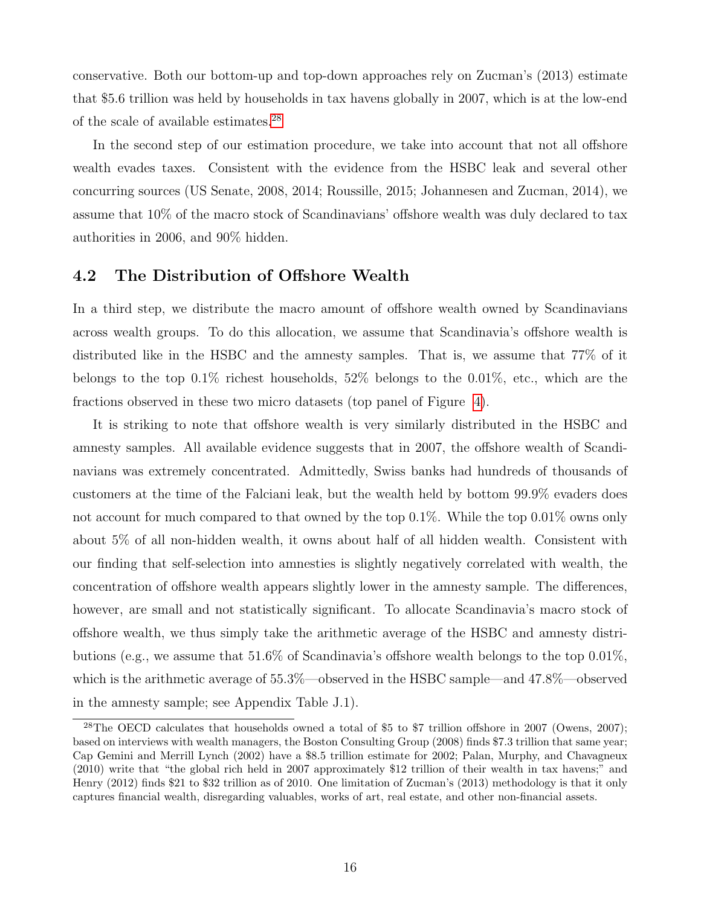conservative. Both our bottom-up and top-down approaches rely on Zucman's (2013) estimate that \$5.6 trillion was held by households in tax havens globally in 2007, which is at the low-end of the scale of available estimates.[28]

In the second step of our estimation procedure, we take into account that not all offshore wealth evades taxes. Consistent with the evidence from the HSBC leak and several other concurring sources (US Senate, 2008, 2014; Roussille, 2015; Johannesen and Zucman, 2014), we assume that 10% of the macro stock of Scandinavians' offshore wealth was duly declared to tax authorities in 2006, and 90% hidden.

## 4.2 The Distribution of Offshore Wealth

In a third step, we distribute the macro amount of offshore wealth owned by Scandinavians across wealth groups. To do this allocation, we assume that Scandinavia's offshore wealth is distributed like in the HSBC and the amnesty samples. That is, we assume that 77% of it belongs to the top 0.1% richest households, 52% belongs to the 0.01%, etc., which are the fractions observed in these two micro datasets (top panel of Figure 4).

It is striking to note that offshore wealth is very similarly distributed in the HSBC and amnesty samples. All available evidence suggests that in 2007, the offshore wealth of Scandinavians was extremely concentrated. Admittedly, Swiss banks had hundreds of thousands of customers at the time of the Falciani leak, but the wealth held by bottom 99.9% evaders does not account for much compared to that owned by the top 0.1%. While the top 0.01% owns only about 5% of all non-hidden wealth, it owns about half of all hidden wealth. Consistent with our finding that self-selection into amnesties is slightly negatively correlated with wealth, the concentration of offshore wealth appears slightly lower in the amnesty sample. The differences, however, are small and not statistically significant. To allocate Scandinavia's macro stock of offshore wealth, we thus simply take the arithmetic average of the HSBC and amnesty distributions (e.g., we assume that 51.6% of Scandinavia's offshore wealth belongs to the top 0.01%, which is the arithmetic average of 55.3%—observed in the HSBC sample—and 47.8%—observed in the amnesty sample; see Appendix Table J.1).

[28] The OECD calculates that households owned a total of \$5 to \$7 trillion offshore in 2007 (Owens, 2007); based on interviews with wealth managers, the Boston Consulting Group (2008) finds \$7.3 trillion that same year; Cap Gemini and Merrill Lynch (2002) have a \$8.5 trillion estimate for 2002; Palan, Murphy, and Chavagneux (2010) write that "the global rich held in 2007 approximately \$12 trillion of their wealth in tax havens;" and Henry (2012) finds \$21 to \$32 trillion as of 2010. One limitation of Zucman's (2013) methodology is that it only captures financial wealth, disregarding valuables, works of art, real estate, and other non-financial assets.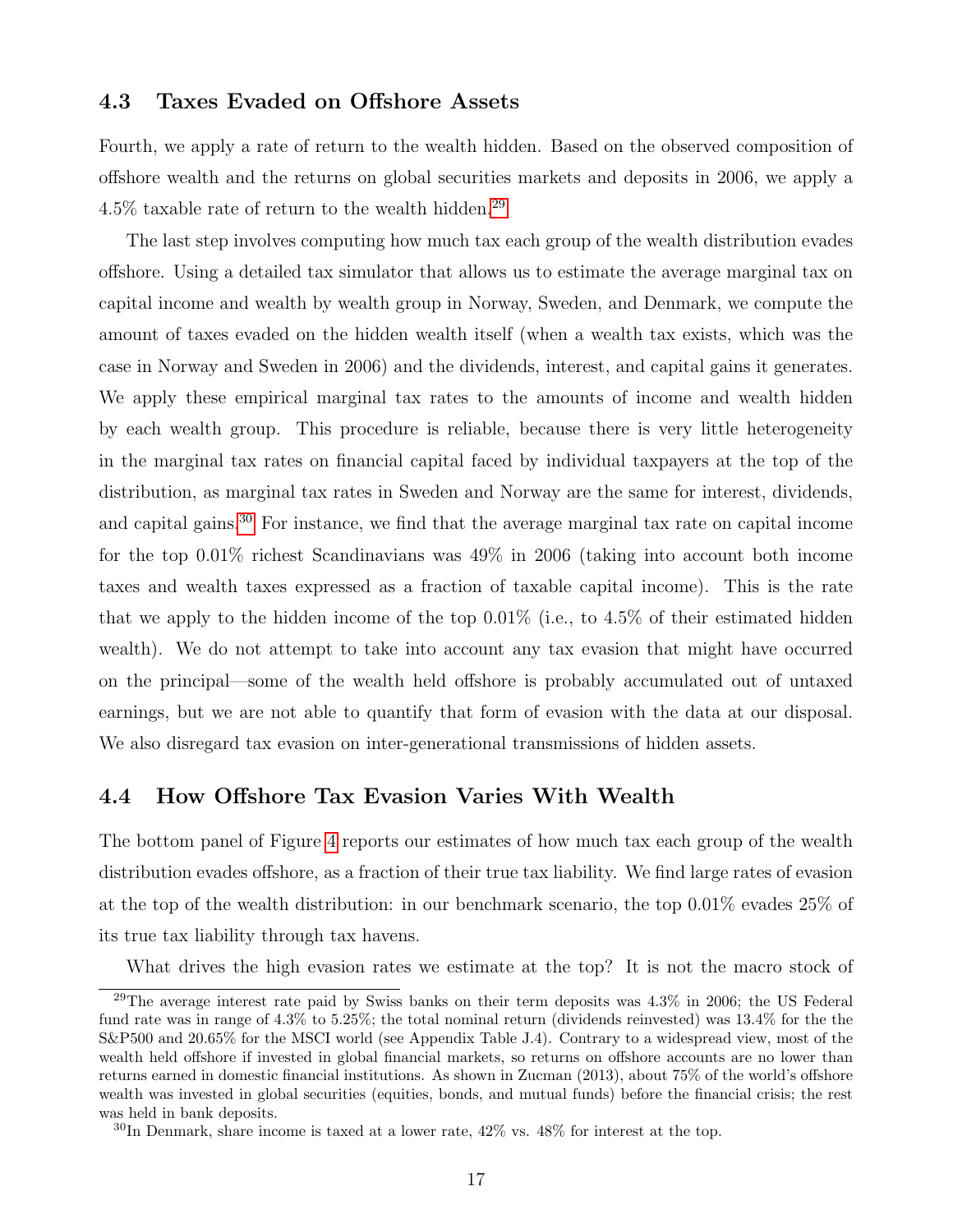## 4.3 Taxes Evaded on Offshore Assets

Fourth, we apply a rate of return to the wealth hidden. Based on the observed composition of offshore wealth and the returns on global securities markets and deposits in 2006, we apply a 4.5% taxable rate of return to the wealth hidden.[29]

The last step involves computing how much tax each group of the wealth distribution evades offshore. Using a detailed tax simulator that allows us to estimate the average marginal tax on capital income and wealth by wealth group in Norway, Sweden, and Denmark, we compute the amount of taxes evaded on the hidden wealth itself (when a wealth tax exists, which was the case in Norway and Sweden in 2006) and the dividends, interest, and capital gains it generates. We apply these empirical marginal tax rates to the amounts of income and wealth hidden by each wealth group. This procedure is reliable, because there is very little heterogeneity in the marginal tax rates on financial capital faced by individual taxpayers at the top of the distribution, as marginal tax rates in Sweden and Norway are the same for interest, dividends, and capital gains.[30] For instance, we find that the average marginal tax rate on capital income for the top 0.01% richest Scandinavians was 49% in 2006 (taking into account both income taxes and wealth taxes expressed as a fraction of taxable capital income). This is the rate that we apply to the hidden income of the top 0.01% (i.e., to 4.5% of their estimated hidden wealth). We do not attempt to take into account any tax evasion that might have occurred on the principal—some of the wealth held offshore is probably accumulated out of untaxed earnings, but we are not able to quantify that form of evasion with the data at our disposal. We also disregard tax evasion on inter-generational transmissions of hidden assets.

## 4.4 How Offshore Tax Evasion Varies With Wealth

The bottom panel of Figure 4 reports our estimates of how much tax each group of the wealth distribution evades offshore, as a fraction of their true tax liability. We find large rates of evasion at the top of the wealth distribution: in our benchmark scenario, the top 0.01% evades 25% of its true tax liability through tax havens.

What drives the high evasion rates we estimate at the top? It is not the macro stock of

[29] The average interest rate paid by Swiss banks on their term deposits was 4.3% in 2006; the US Federal fund rate was in range of 4.3% to 5.25%; the total nominal return (dividends reinvested) was 13.4% for the the S&P500 and 20.65% for the MSCI world (see Appendix Table J.4). Contrary to a widespread view, most of the wealth held offshore if invested in global financial markets, so returns on offshore accounts are no lower than returns earned in domestic financial institutions. As shown in Zucman (2013), about 75% of the world's offshore wealth was invested in global securities (equities, bonds, and mutual funds) before the financial crisis; the rest was held in bank deposits.

[30] In Denmark, share income is taxed at a lower rate, 42% vs. 48% for interest at the top.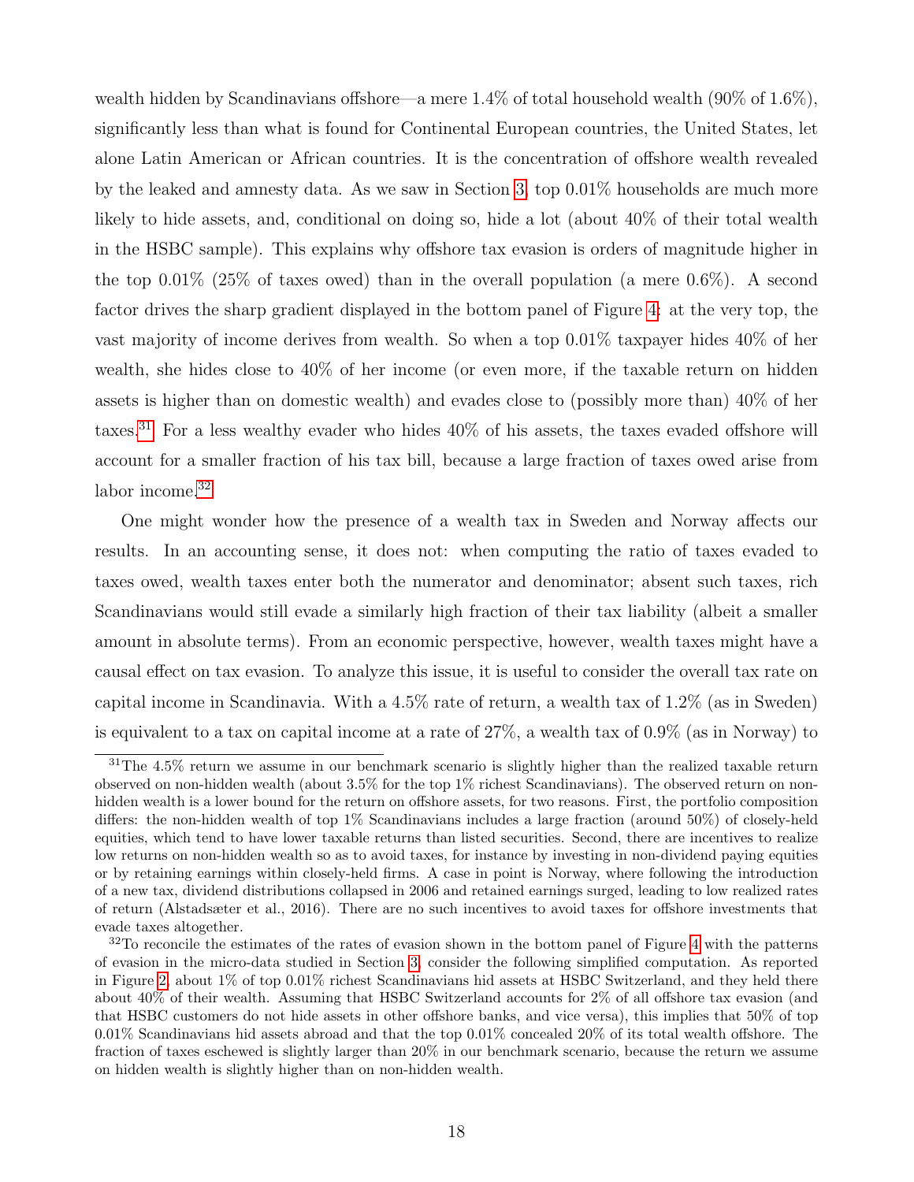wealth hidden by Scandinavians offshore—a mere 1.4% of total household wealth (90% of 1.6%), significantly less than what is found for Continental European countries, the United States, let alone Latin American or African countries. It is the concentration of offshore wealth revealed by the leaked and amnesty data. As we saw in Section 3, top 0.01% households are much more likely to hide assets, and, conditional on doing so, hide a lot (about 40% of their total wealth in the HSBC sample). This explains why offshore tax evasion is orders of magnitude higher in the top 0.01% (25% of taxes owed) than in the overall population (a mere 0.6%). A second factor drives the sharp gradient displayed in the bottom panel of Figure 4: at the very top, the vast majority of income derives from wealth. So when a top 0.01% taxpayer hides 40% of her wealth, she hides close to 40% of her income (or even more, if the taxable return on hidden assets is higher than on domestic wealth) and evades close to (possibly more than) 40% of her taxes.[31] For a less wealthy evader who hides 40% of his assets, the taxes evaded offshore will account for a smaller fraction of his tax bill, because a large fraction of taxes owed arise from labor income.[32]

One might wonder how the presence of a wealth tax in Sweden and Norway affects our results. In an accounting sense, it does not: when computing the ratio of taxes evaded to taxes owed, wealth taxes enter both the numerator and denominator; absent such taxes, rich Scandinavians would still evade a similarly high fraction of their tax liability (albeit a smaller amount in absolute terms). From an economic perspective, however, wealth taxes might have a causal effect on tax evasion. To analyze this issue, it is useful to consider the overall tax rate on capital income in Scandinavia. With a 4.5% rate of return, a wealth tax of 1.2% (as in Sweden) is equivalent to a tax on capital income at a rate of 27%, a wealth tax of 0.9% (as in Norway) to

[31] The 4.5% return we assume in our benchmark scenario is slightly higher than the realized taxable return observed on non-hidden wealth (about 3.5% for the top 1% richest Scandinavians). The observed return on non-hidden wealth is a lower bound for the return on offshore assets, for two reasons. First, the portfolio composition differs: the non-hidden wealth of top 1% Scandinavians includes a large fraction (around 50%) of closely-held equities, which tend to have lower taxable returns than listed securities. Second, there are incentives to realize low returns on non-hidden wealth so as to avoid taxes, for instance by investing in non-dividend paying equities or by retaining earnings within closely-held firms. A case in point is Norway, where following the introduction of a new tax, dividend distributions collapsed in 2006 and retained earnings surged, leading to low realized rates of return (Alstadsæter et al., 2016). There are no such incentives to avoid taxes for offshore investments that evade taxes altogether.

[32] To reconcile the estimates of the rates of evasion shown in the bottom panel of Figure 4 with the patterns of evasion in the micro-data studied in Section 3, consider the following simplified computation. As reported in Figure 2, about 1% of top 0.01% richest Scandinavians hid assets at HSBC Switzerland, and they held there about 40% of their wealth. Assuming that HSBC Switzerland accounts for 2% of all offshore tax evasion (and that HSBC customers do not hide assets in other offshore banks, and vice versa), this implies that 50% of top 0.01% Scandinavians hid assets abroad and that the top 0.01% concealed 20% of its total wealth offshore. The fraction of taxes eschewed is slightly larger than 20% in our benchmark scenario, because the return we assume on hidden wealth is slightly higher than on non-hidden wealth.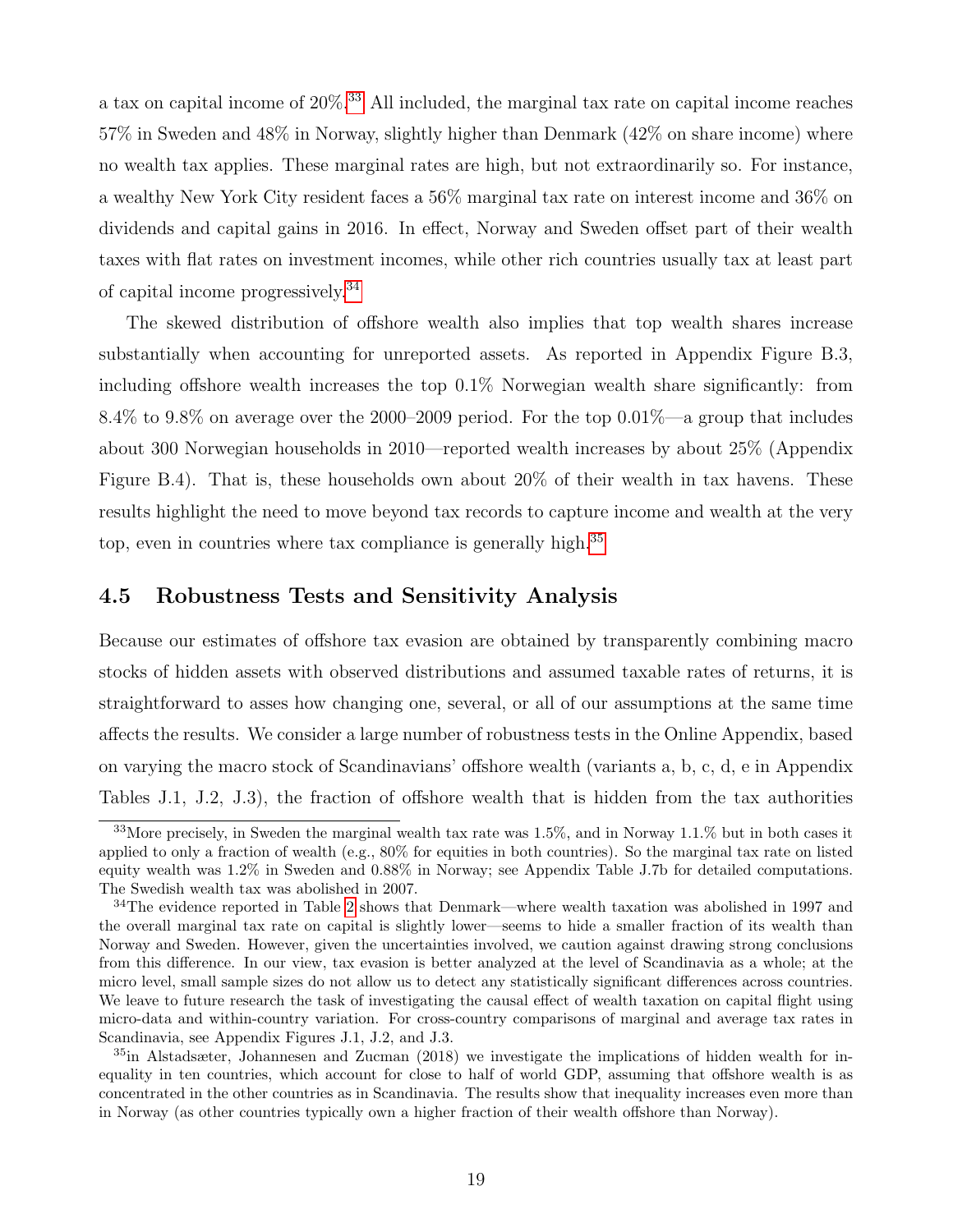a tax on capital income of 20%.[33] All included, the marginal tax rate on capital income reaches 57% in Sweden and 48% in Norway, slightly higher than Denmark (42% on share income) where no wealth tax applies. These marginal rates are high, but not extraordinarily so. For instance, a wealthy New York City resident faces a 56% marginal tax rate on interest income and 36% on dividends and capital gains in 2016. In effect, Norway and Sweden offset part of their wealth taxes with flat rates on investment incomes, while other rich countries usually tax at least part of capital income progressively.[34]

The skewed distribution of offshore wealth also implies that top wealth shares increase substantially when accounting for unreported assets. As reported in Appendix Figure B.3, including offshore wealth increases the top 0.1% Norwegian wealth share significantly: from 8.4% to 9.8% on average over the 2000–2009 period. For the top 0.01%—a group that includes about 300 Norwegian households in 2010—reported wealth increases by about 25% (Appendix Figure B.4). That is, these households own about 20% of their wealth in tax havens. These results highlight the need to move beyond tax records to capture income and wealth at the very top, even in countries where tax compliance is generally high.[35]

## 4.5 Robustness Tests and Sensitivity Analysis

Because our estimates of offshore tax evasion are obtained by transparently combining macro stocks of hidden assets with observed distributions and assumed taxable rates of returns, it is straightforward to asses how changing one, several, or all of our assumptions at the same time affects the results. We consider a large number of robustness tests in the Online Appendix, based on varying the macro stock of Scandinavians' offshore wealth (variants a, b, c, d, e in Appendix Tables J.1, J.2, J.3), the fraction of offshore wealth that is hidden from the tax authorities

[33] More precisely, in Sweden the marginal wealth tax rate was 1.5%, and in Norway 1.1.% but in both cases it applied to only a fraction of wealth (e.g., 80% for equities in both countries). So the marginal tax rate on listed equity wealth was 1.2% in Sweden and 0.88% in Norway; see Appendix Table J.7b for detailed computations. The Swedish wealth tax was abolished in 2007.

[34] The evidence reported in Table 2 shows that Denmark—where wealth taxation was abolished in 1997 and the overall marginal tax rate on capital is slightly lower—seems to hide a smaller fraction of its wealth than Norway and Sweden. However, given the uncertainties involved, we caution against drawing strong conclusions from this difference. In our view, tax evasion is better analyzed at the level of Scandinavia as a whole; at the micro level, small sample sizes do not allow us to detect any statistically significant differences across countries. We leave to future research the task of investigating the causal effect of wealth taxation on capital flight using micro-data and within-country variation. For cross-country comparisons of marginal and average tax rates in Scandinavia, see Appendix Figures J.1, J.2, and J.3.

[35] in Alstadsæter, Johannesen and Zucman (2018) we investigate the implications of hidden wealth for inequality in ten countries, which account for close to half of world GDP, assuming that offshore wealth is as concentrated in the other countries as in Scandinavia. The results show that inequality increases even more than in Norway (as other countries typically own a higher fraction of their wealth offshore than Norway).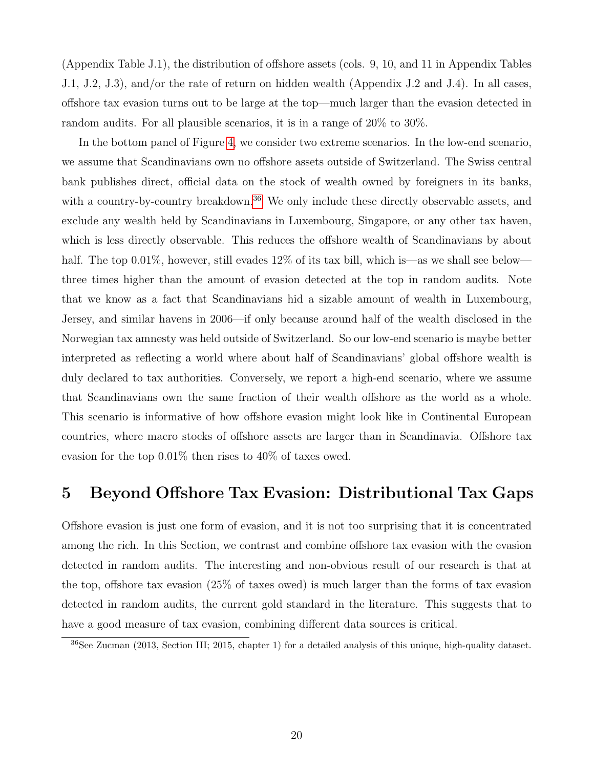(Appendix Table J.1), the distribution of offshore assets (cols. 9, 10, and 11 in Appendix Tables J.1, J.2, J.3), and/or the rate of return on hidden wealth (Appendix J.2 and J.4). In all cases, offshore tax evasion turns out to be large at the top—much larger than the evasion detected in random audits. For all plausible scenarios, it is in a range of 20% to 30%.

In the bottom panel of Figure 4, we consider two extreme scenarios. In the low-end scenario, we assume that Scandinavians own no offshore assets outside of Switzerland. The Swiss central bank publishes direct, official data on the stock of wealth owned by foreigners in its banks, with a country-by-country breakdown.[36] We only include these directly observable assets, and exclude any wealth held by Scandinavians in Luxembourg, Singapore, or any other tax haven, which is less directly observable. This reduces the offshore wealth of Scandinavians by about half. The top 0.01%, however, still evades 12% of its tax bill, which is—as we shall see below—three times higher than the amount of evasion detected at the top in random audits. Note that we know as a fact that Scandinavians hid a sizable amount of wealth in Luxembourg, Jersey, and similar havens in 2006—if only because around half of the wealth disclosed in the Norwegian tax amnesty was held outside of Switzerland. So our low-end scenario is maybe better interpreted as reflecting a world where about half of Scandinavians' global offshore wealth is duly declared to tax authorities. Conversely, we report a high-end scenario, where we assume that Scandinavians own the same fraction of their wealth offshore as the world as a whole. This scenario is informative of how offshore evasion might look like in Continental European countries, where macro stocks of offshore assets are larger than in Scandinavia. Offshore tax evasion for the top 0.01% then rises to 40% of taxes owed.

# 5 Beyond Offshore Tax Evasion: Distributional Tax Gaps

Offshore evasion is just one form of evasion, and it is not too surprising that it is concentrated among the rich. In this Section, we contrast and combine offshore tax evasion with the evasion detected in random audits. The interesting and non-obvious result of our research is that at the top, offshore tax evasion (25% of taxes owed) is much larger than the forms of tax evasion detected in random audits, the current gold standard in the literature. This suggests that to have a good measure of tax evasion, combining different data sources is critical.

[36] See Zucman (2013, Section III; 2015, chapter 1) for a detailed analysis of this unique, high-quality dataset.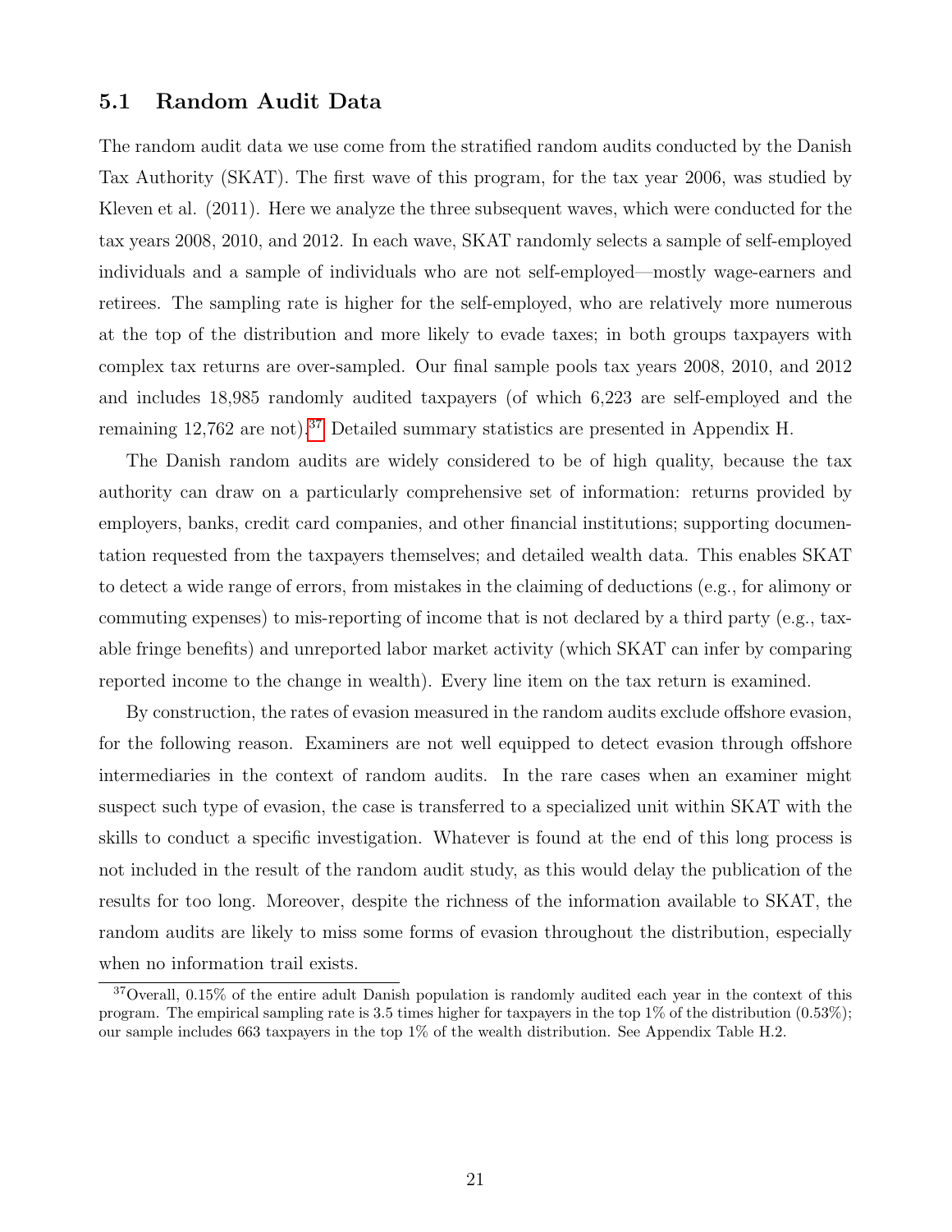## 5.1 Random Audit Data

The random audit data we use come from the stratified random audits conducted by the Danish Tax Authority (SKAT). The first wave of this program, for the tax year 2006, was studied by Kleven et al. (2011). Here we analyze the three subsequent waves, which were conducted for the tax years 2008, 2010, and 2012. In each wave, SKAT randomly selects a sample of self-employed individuals and a sample of individuals who are not self-employed—mostly wage-earners and retirees. The sampling rate is higher for the self-employed, who are relatively more numerous at the top of the distribution and more likely to evade taxes; in both groups taxpayers with complex tax returns are over-sampled. Our final sample pools tax years 2008, 2010, and 2012 and includes 18,985 randomly audited taxpayers (of which 6,223 are self-employed and the remaining 12,762 are not).[37] Detailed summary statistics are presented in Appendix H.

The Danish random audits are widely considered to be of high quality, because the tax authority can draw on a particularly comprehensive set of information: returns provided by employers, banks, credit card companies, and other financial institutions; supporting documentation requested from the taxpayers themselves; and detailed wealth data. This enables SKAT to detect a wide range of errors, from mistakes in the claiming of deductions (e.g., for alimony or commuting expenses) to mis-reporting of income that is not declared by a third party (e.g., taxable fringe benefits) and unreported labor market activity (which SKAT can infer by comparing reported income to the change in wealth). Every line item on the tax return is examined.

By construction, the rates of evasion measured in the random audits exclude offshore evasion, for the following reason. Examiners are not well equipped to detect evasion through offshore intermediaries in the context of random audits. In the rare cases when an examiner might suspect such type of evasion, the case is transferred to a specialized unit within SKAT with the skills to conduct a specific investigation. Whatever is found at the end of this long process is not included in the result of the random audit study, as this would delay the publication of the results for too long. Moreover, despite the richness of the information available to SKAT, the random audits are likely to miss some forms of evasion throughout the distribution, especially when no information trail exists.

[37] Overall, 0.15% of the entire adult Danish population is randomly audited each year in the context of this program. The empirical sampling rate is 3.5 times higher for taxpayers in the top 1% of the distribution (0.53%); our sample includes 663 taxpayers in the top 1% of the wealth distribution. See Appendix Table H.2.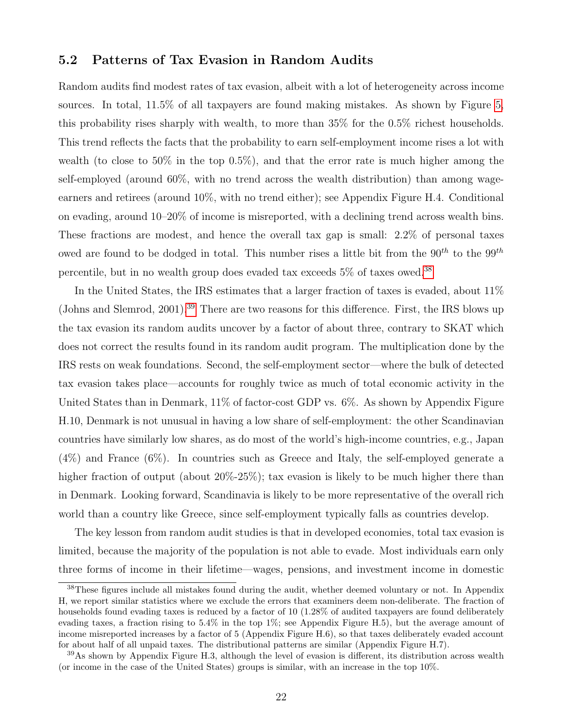## 5.2 Patterns of Tax Evasion in Random Audits

Random audits find modest rates of tax evasion, albeit with a lot of heterogeneity across income sources. In total, 11.5% of all taxpayers are found making mistakes. As shown by Figure 5, this probability rises sharply with wealth, to more than 35% for the 0.5% richest households. This trend reflects the facts that the probability to earn self-employment income rises a lot with wealth (to close to 50% in the top 0.5%), and that the error rate is much higher among the self-employed (around 60%, with no trend across the wealth distribution) than among wage-earners and retirees (around 10%, with no trend either); see Appendix Figure H.4. Conditional on evading, around 10–20% of income is misreported, with a declining trend across wealth bins. These fractions are modest, and hence the overall tax gap is small: 2.2% of personal taxes owed are found to be dodged in total. This number rises a little bit from the $90^{th}$ to the $99^{th}$ percentile, but in no wealth group does evaded tax exceeds 5% of taxes owed.[38]

In the United States, the IRS estimates that a larger fraction of taxes is evaded, about 11% (Johns and Slemrod, 2001).[39] There are two reasons for this difference. First, the IRS blows up the tax evasion its random audits uncover by a factor of about three, contrary to SKAT which does not correct the results found in its random audit program. The multiplication done by the IRS rests on weak foundations. Second, the self-employment sector—where the bulk of detected tax evasion takes place—accounts for roughly twice as much of total economic activity in the United States than in Denmark, 11% of factor-cost GDP vs. 6%. As shown by Appendix Figure H.10, Denmark is not unusual in having a low share of self-employment: the other Scandinavian countries have similarly low shares, as do most of the world's high-income countries, e.g., Japan (4%) and France (6%). In countries such as Greece and Italy, the self-employed generate a higher fraction of output (about 20%-25%); tax evasion is likely to be much higher there than in Denmark. Looking forward, Scandinavia is likely to be more representative of the overall rich world than a country like Greece, since self-employment typically falls as countries develop.

The key lesson from random audit studies is that in developed economies, total tax evasion is limited, because the majority of the population is not able to evade. Most individuals earn only three forms of income in their lifetime—wages, pensions, and investment income in domestic

---

[38]These figures include all mistakes found during the audit, whether deemed voluntary or not. In Appendix H, we report similar statistics where we exclude the errors that examiners deem non-deliberate. The fraction of households found evading taxes is reduced by a factor of 10 (1.28% of audited taxpayers are found deliberately evading taxes, a fraction rising to 5.4% in the top 1%; see Appendix Figure H.5), but the average amount of income misreported increases by a factor of 5 (Appendix Figure H.6), so that taxes deliberately evaded account for about half of all unpaid taxes. The distributional patterns are similar (Appendix Figure H.7).

[39]As shown by Appendix Figure H.3, although the level of evasion is different, its distribution across wealth (or income in the case of the United States) groups is similar, with an increase in the top 10%.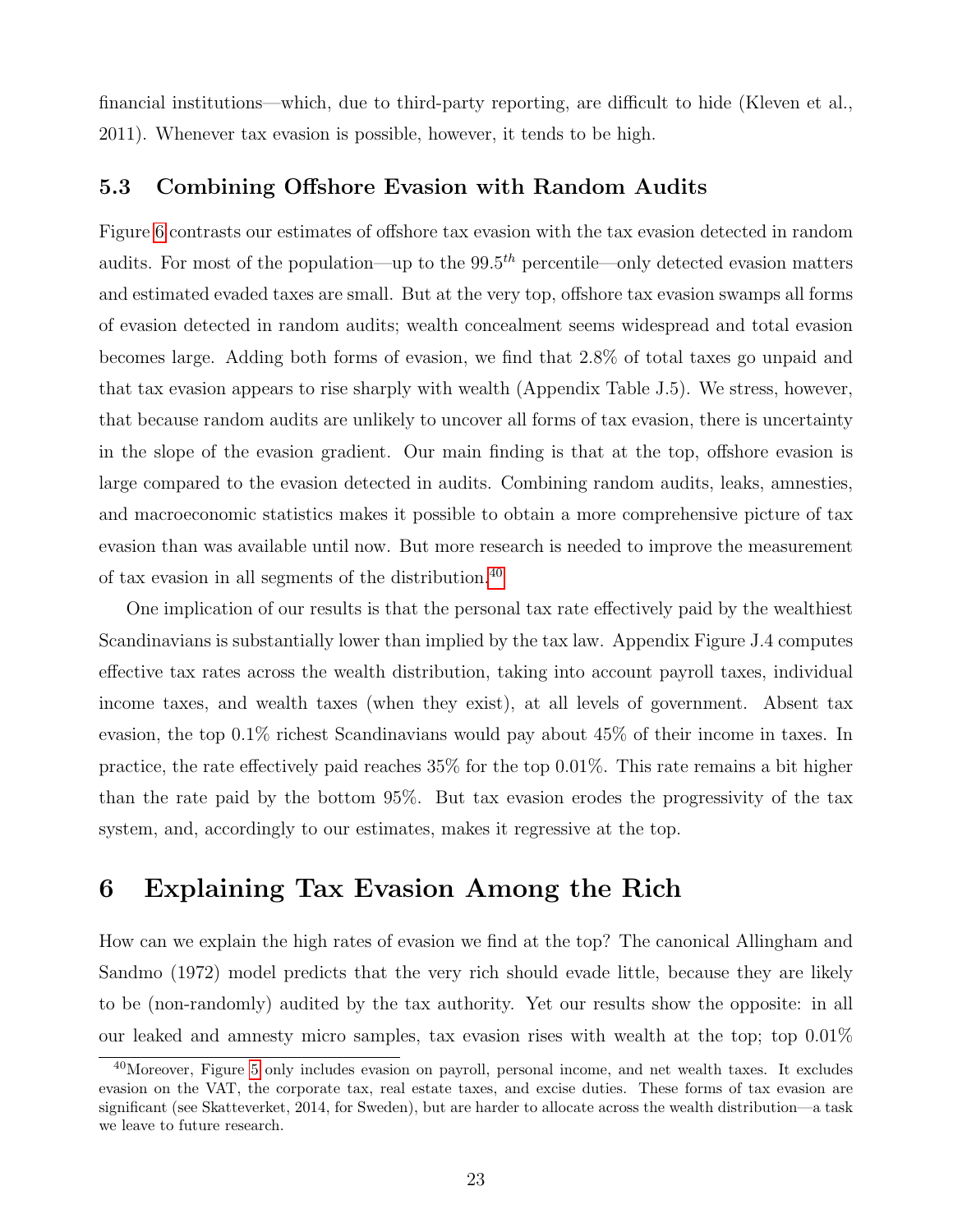financial institutions—which, due to third-party reporting, are difficult to hide (Kleven et al., 2011). Whenever tax evasion is possible, however, it tends to be high.

### 5.3 Combining Offshore Evasion with Random Audits

Figure 6 contrasts our estimates of offshore tax evasion with the tax evasion detected in random audits. For most of the population—up to the $99.5^{th}$ percentile—only detected evasion matters and estimated evaded taxes are small. But at the very top, offshore tax evasion swamps all forms of evasion detected in random audits; wealth concealment seems widespread and total evasion becomes large. Adding both forms of evasion, we find that 2.8% of total taxes go unpaid and that tax evasion appears to rise sharply with wealth (Appendix Table J.5). We stress, however, that because random audits are unlikely to uncover all forms of tax evasion, there is uncertainty in the slope of the evasion gradient. Our main finding is that at the top, offshore evasion is large compared to the evasion detected in audits. Combining random audits, leaks, amnesties, and macroeconomic statistics makes it possible to obtain a more comprehensive picture of tax evasion than was available until now. But more research is needed to improve the measurement of tax evasion in all segments of the distribution.[40]

One implication of our results is that the personal tax rate effectively paid by the wealthiest Scandinavians is substantially lower than implied by the tax law. Appendix Figure J.4 computes effective tax rates across the wealth distribution, taking into account payroll taxes, individual income taxes, and wealth taxes (when they exist), at all levels of government. Absent tax evasion, the top 0.1% richest Scandinavians would pay about 45% of their income in taxes. In practice, the rate effectively paid reaches 35% for the top 0.01%. This rate remains a bit higher than the rate paid by the bottom 95%. But tax evasion erodes the progressivity of the tax system, and, accordingly to our estimates, makes it regressive at the top.

## 6 Explaining Tax Evasion Among the Rich

How can we explain the high rates of evasion we find at the top? The canonical Allingham and Sandmo (1972) model predicts that the very rich should evade little, because they are likely to be (non-randomly) audited by the tax authority. Yet our results show the opposite: in all our leaked and amnesty micro samples, tax evasion rises with wealth at the top; top 0.01%

[40] Moreover, Figure 5 only includes evasion on payroll, personal income, and net wealth taxes. It excludes evasion on the VAT, the corporate tax, real estate taxes, and excise duties. These forms of tax evasion are significant (see Skatteverket, 2014, for Sweden), but are harder to allocate across the wealth distribution—a task we leave to future research.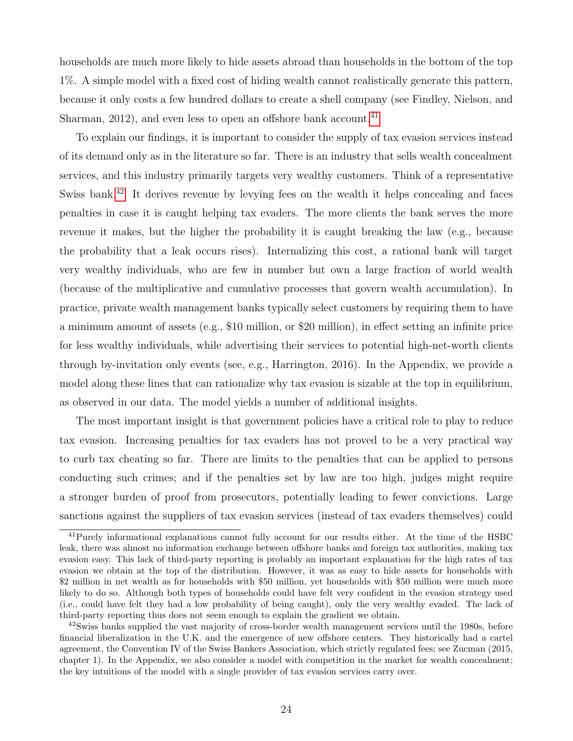households are much more likely to hide assets abroad than households in the bottom of the top 1%. A simple model with a fixed cost of hiding wealth cannot realistically generate this pattern, because it only costs a few hundred dollars to create a shell company (see Findley, Nielson, and Sharman, 2012), and even less to open an offshore bank account.[41]

To explain our findings, it is important to consider the supply of tax evasion services instead of its demand only as in the literature so far. There is an industry that sells wealth concealment services, and this industry primarily targets very wealthy customers. Think of a representative Swiss bank.[42] It derives revenue by levying fees on the wealth it helps concealing and faces penalties in case it is caught helping tax evaders. The more clients the bank serves the more revenue it makes, but the higher the probability it is caught breaking the law (e.g., because the probability that a leak occurs rises). Internalizing this cost, a rational bank will target very wealthy individuals, who are few in number but own a large fraction of world wealth (because of the multiplicative and cumulative processes that govern wealth accumulation). In practice, private wealth management banks typically select customers by requiring them to have a minimum amount of assets (e.g., $10 million, or $20 million), in effect setting an infinite price for less wealthy individuals, while advertising their services to potential high-net-worth clients through by-invitation only events (see, e.g., Harrington, 2016). In the Appendix, we provide a model along these lines that can rationalize why tax evasion is sizable at the top in equilibrium, as observed in our data. The model yields a number of additional insights.

The most important insight is that government policies have a critical role to play to reduce tax evasion. Increasing penalties for tax evaders has not proved to be a very practical way to curb tax cheating so far. There are limits to the penalties that can be applied to persons conducting such crimes; and if the penalties set by law are too high, judges might require a stronger burden of proof from prosecutors, potentially leading to fewer convictions. Large sanctions against the suppliers of tax evasion services (instead of tax evaders themselves) could

[41] Purely informational explanations cannot fully account for our results either. At the time of the HSBC leak, there was almost no information exchange between offshore banks and foreign tax authorities, making tax evasion easy. This lack of third-party reporting is probably an important explanation for the high rates of tax evasion we obtain at the top of the distribution. However, it was as easy to hide assets for households with $2 million in net wealth as for households with $50 million, yet households with $50 million were much more likely to do so. Although both types of households could have felt very confident in the evasion strategy used (i.e., could have felt they had a low probability of being caught), only the very wealthy evaded. The lack of third-party reporting thus does not seem enough to explain the gradient we obtain.

[42] Swiss banks supplied the vast majority of cross-border wealth management services until the 1980s, before financial liberalization in the U.K. and the emergence of new offshore centers. They historically had a cartel agreement, the Convention IV of the Swiss Bankers Association, which strictly regulated fees; see Zucman (2015, chapter 1). In the Appendix, we also consider a model with competition in the market for wealth concealment; the key intuitions of the model with a single provider of tax evasion services carry over.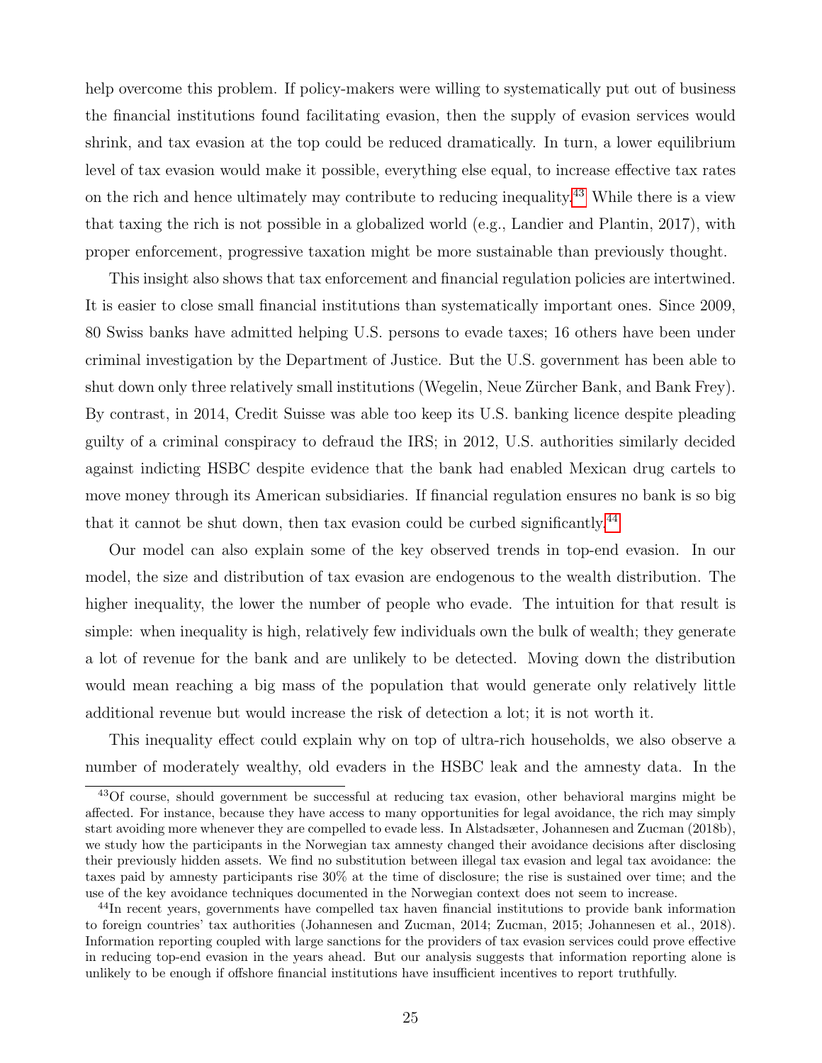help overcome this problem. If policy-makers were willing to systematically put out of business the financial institutions found facilitating evasion, then the supply of evasion services would shrink, and tax evasion at the top could be reduced dramatically. In turn, a lower equilibrium level of tax evasion would make it possible, everything else equal, to increase effective tax rates on the rich and hence ultimately may contribute to reducing inequality.[43] While there is a view that taxing the rich is not possible in a globalized world (e.g., Landier and Plantin, 2017), with proper enforcement, progressive taxation might be more sustainable than previously thought.

This insight also shows that tax enforcement and financial regulation policies are intertwined. It is easier to close small financial institutions than systematically important ones. Since 2009, 80 Swiss banks have admitted helping U.S. persons to evade taxes; 16 others have been under criminal investigation by the Department of Justice. But the U.S. government has been able to shut down only three relatively small institutions (Wegelin, Neue Zürcher Bank, and Bank Frey). By contrast, in 2014, Credit Suisse was able too keep its U.S. banking licence despite pleading guilty of a criminal conspiracy to defraud the IRS; in 2012, U.S. authorities similarly decided against indicting HSBC despite evidence that the bank had enabled Mexican drug cartels to move money through its American subsidiaries. If financial regulation ensures no bank is so big that it cannot be shut down, then tax evasion could be curbed significantly.[44]

Our model can also explain some of the key observed trends in top-end evasion. In our model, the size and distribution of tax evasion are endogenous to the wealth distribution. The higher inequality, the lower the number of people who evade. The intuition for that result is simple: when inequality is high, relatively few individuals own the bulk of wealth; they generate a lot of revenue for the bank and are unlikely to be detected. Moving down the distribution would mean reaching a big mass of the population that would generate only relatively little additional revenue but would increase the risk of detection a lot; it is not worth it.

This inequality effect could explain why on top of ultra-rich households, we also observe a number of moderately wealthy, old evaders in the HSBC leak and the amnesty data. In the

[43] Of course, should government be successful at reducing tax evasion, other behavioral margins might be affected. For instance, because they have access to many opportunities for legal avoidance, the rich may simply start avoiding more whenever they are compelled to evade less. In Alstadsæter, Johannesen and Zucman (2018b), we study how the participants in the Norwegian tax amnesty changed their avoidance decisions after disclosing their previously hidden assets. We find no substitution between illegal tax evasion and legal tax avoidance: the taxes paid by amnesty participants rise 30% at the time of disclosure; the rise is sustained over time; and the use of the key avoidance techniques documented in the Norwegian context does not seem to increase.

[44] In recent years, governments have compelled tax haven financial institutions to provide bank information to foreign countries' tax authorities (Johannesen and Zucman, 2014; Zucman, 2015; Johannesen et al., 2018). Information reporting coupled with large sanctions for the providers of tax evasion services could prove effective in reducing top-end evasion in the years ahead. But our analysis suggests that information reporting alone is unlikely to be enough if offshore financial institutions have insufficient incentives to report truthfully.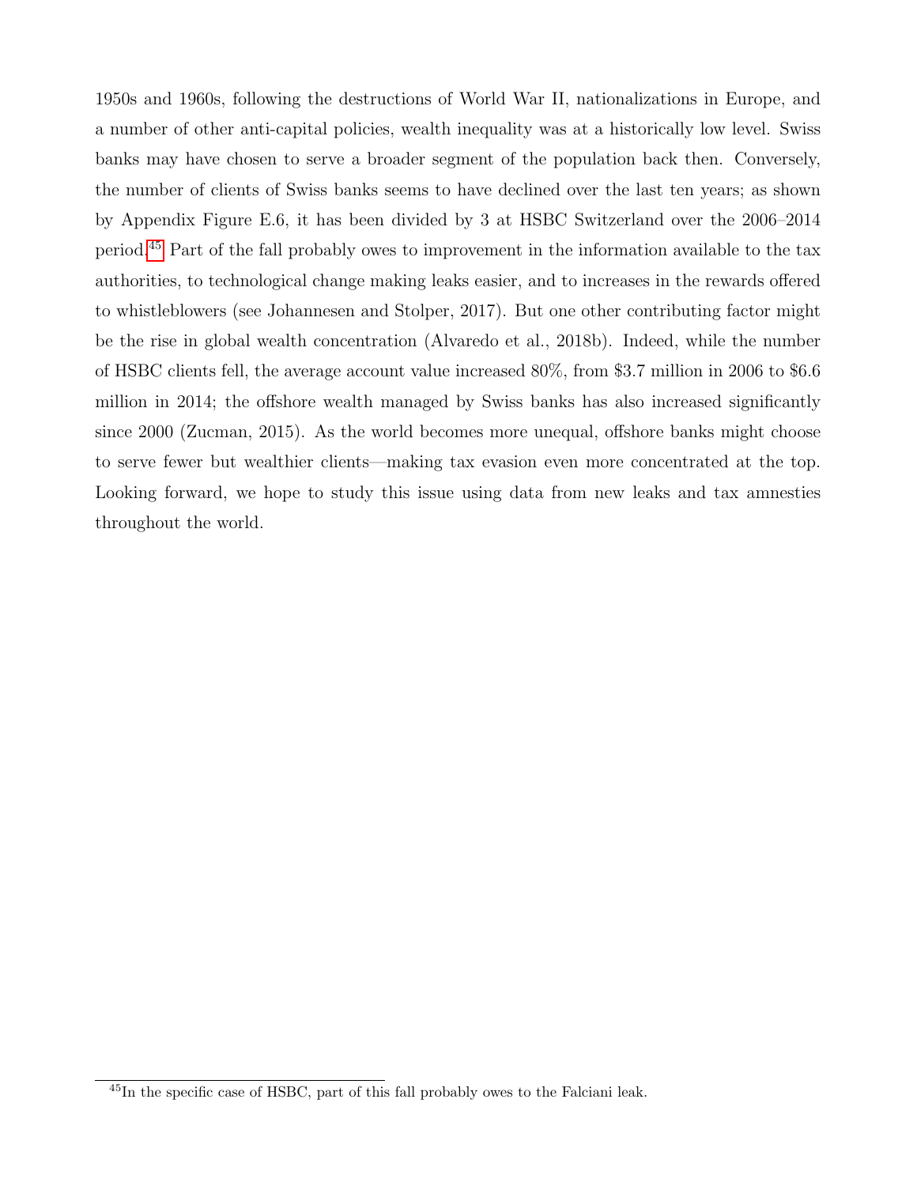1950s and 1960s, following the destructions of World War II, nationalizations in Europe, and a number of other anti-capital policies, wealth inequality was at a historically low level. Swiss banks may have chosen to serve a broader segment of the population back then. Conversely, the number of clients of Swiss banks seems to have declined over the last ten years; as shown by Appendix Figure E.6, it has been divided by 3 at HSBC Switzerland over the 2006–2014 period.[45] Part of the fall probably owes to improvement in the information available to the tax authorities, to technological change making leaks easier, and to increases in the rewards offered to whistleblowers (see Johannesen and Stolper, 2017). But one other contributing factor might be the rise in global wealth concentration (Alvaredo et al., 2018b). Indeed, while the number of HSBC clients fell, the average account value increased 80%, from $3.7 million in 2006 to $6.6 million in 2014; the offshore wealth managed by Swiss banks has also increased significantly since 2000 (Zucman, 2015). As the world becomes more unequal, offshore banks might choose to serve fewer but wealthier clients—making tax evasion even more concentrated at the top. Looking forward, we hope to study this issue using data from new leaks and tax amnesties throughout the world.

[45] In the specific case of HSBC, part of this fall probably owes to the Falciani leak.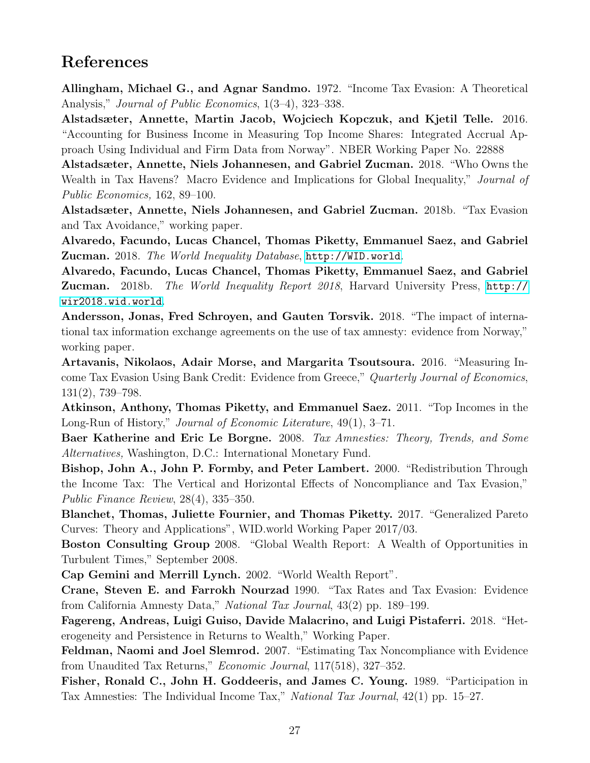# References

**Allingham, Michael G., and Agnar Sandmo.** 1972. "Income Tax Evasion: A Theoretical Analysis," *Journal of Public Economics*, 1(3–4), 323–338.

**Alstadsæter, Annette, Martin Jacob, Wojciech Kopczuk, and Kjetil Telle.** 2016. "Accounting for Business Income in Measuring Top Income Shares: Integrated Accrual Approach Using Individual and Firm Data from Norway". NBER Working Paper No. 22888

**Alstadsæter, Annette, Niels Johannesen, and Gabriel Zucman.** 2018. "Who Owns the Wealth in Tax Havens? Macro Evidence and Implications for Global Inequality," *Journal of Public Economics,* 162, 89–100.

**Alstadsæter, Annette, Niels Johannesen, and Gabriel Zucman.** 2018b. "Tax Evasion and Tax Avoidance," working paper.

**Alvaredo, Facundo, Lucas Chancel, Thomas Piketty, Emmanuel Saez, and Gabriel Zucman.** 2018. *The World Inequality Database*, http://WID.world.

**Alvaredo, Facundo, Lucas Chancel, Thomas Piketty, Emmanuel Saez, and Gabriel Zucman.** 2018b. *The World Inequality Report 2018*, Harvard University Press, http://wir2018.wid.world.

**Andersson, Jonas, Fred Schroyen, and Gauten Torsvik.** 2018. "The impact of international tax information exchange agreements on the use of tax amnesty: evidence from Norway," working paper.

**Artavanis, Nikolaos, Adair Morse, and Margarita Tsoutsoura.** 2016. "Measuring Income Tax Evasion Using Bank Credit: Evidence from Greece," *Quarterly Journal of Economics*, 131(2), 739–798.

**Atkinson, Anthony, Thomas Piketty, and Emmanuel Saez.** 2011. "Top Incomes in the Long-Run of History," *Journal of Economic Literature*, 49(1), 3–71.

**Baer Katherine and Eric Le Borgne.** 2008. *Tax Amnesties: Theory, Trends, and Some Alternatives,* Washington, D.C.: International Monetary Fund.

**Bishop, John A., John P. Formby, and Peter Lambert.** 2000. "Redistribution Through the Income Tax: The Vertical and Horizontal Effects of Noncompliance and Tax Evasion," *Public Finance Review*, 28(4), 335–350.

**Blanchet, Thomas, Juliette Fournier, and Thomas Piketty.** 2017. "Generalized Pareto Curves: Theory and Applications", WID.world Working Paper 2017/03.

**Boston Consulting Group** 2008. "Global Wealth Report: A Wealth of Opportunities in Turbulent Times," September 2008.

**Cap Gemini and Merrill Lynch.** 2002. "World Wealth Report".

**Crane, Steven E. and Farrokh Nourzad** 1990. "Tax Rates and Tax Evasion: Evidence from California Amnesty Data," *National Tax Journal*, 43(2) pp. 189–199.

**Fagereng, Andreas, Luigi Guiso, Davide Malacrino, and Luigi Pistaferri.** 2018. "Heterogeneity and Persistence in Returns to Wealth," Working Paper.

**Feldman, Naomi and Joel Slemrod.** 2007. "Estimating Tax Noncompliance with Evidence from Unaudited Tax Returns," *Economic Journal*, 117(518), 327–352.

**Fisher, Ronald C., John H. Goddeeris, and James C. Young.** 1989. "Participation in Tax Amnesties: The Individual Income Tax," *National Tax Journal*, 42(1) pp. 15–27.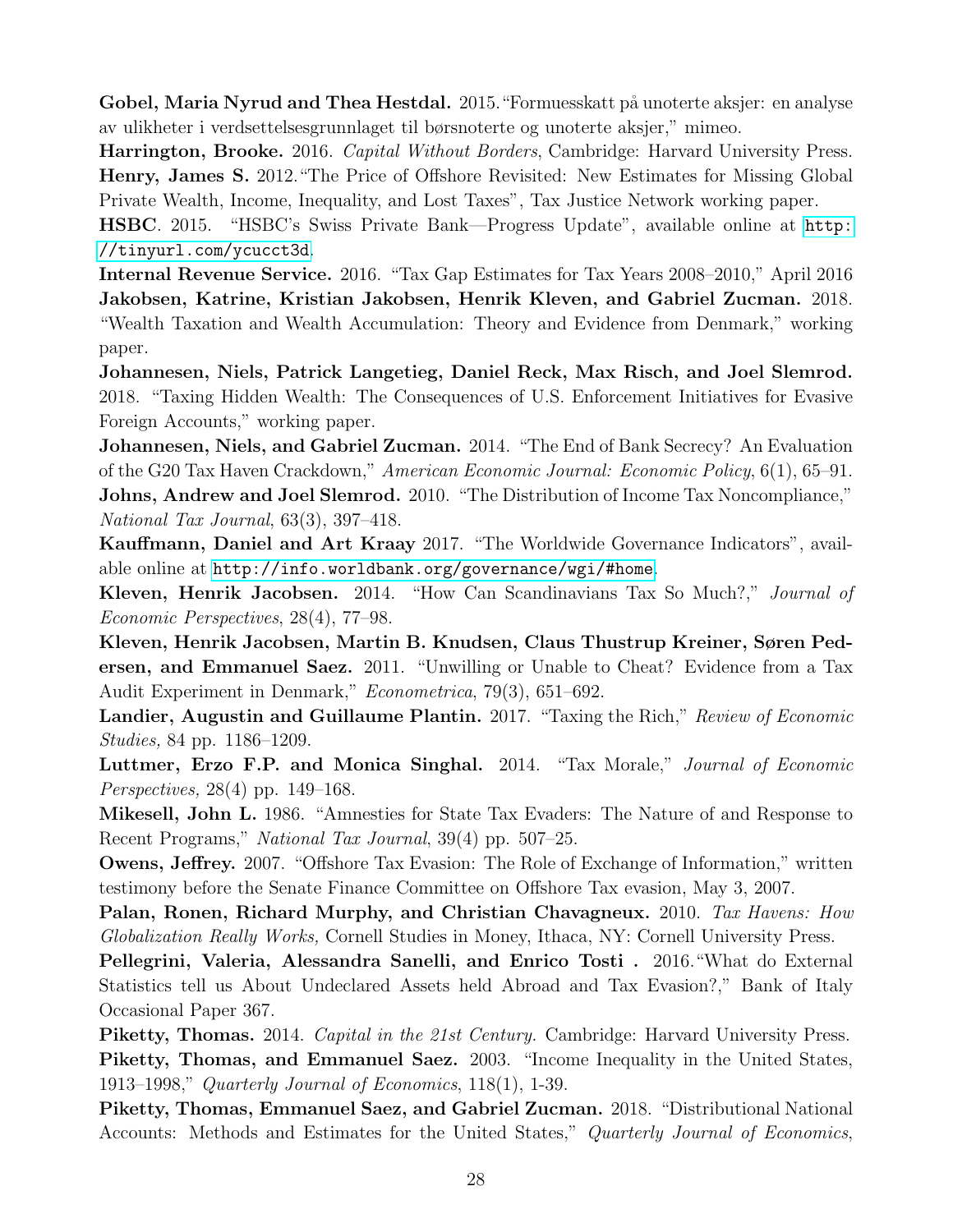**Gobel, Maria Nyrud and Thea Hestdal.** 2015."Formuesskatt på unoterte aksjer: en analyse av ulikheter i verdsettelsesgrunnlaget til børsnoterte og unoterte aksjer," mimeo.

**Harrington, Brooke.** 2016. *Capital Without Borders*, Cambridge: Harvard University Press.

**Henry, James S.** 2012."The Price of Offshore Revisited: New Estimates for Missing Global Private Wealth, Income, Inequality, and Lost Taxes", Tax Justice Network working paper.

**HSBC**. 2015. "HSBC's Swiss Private Bank—Progress Update", available online at http://tinyurl.com/ycucct3d.

**Internal Revenue Service.** 2016. "Tax Gap Estimates for Tax Years 2008–2010," April 2016

**Jakobsen, Katrine, Kristian Jakobsen, Henrik Kleven, and Gabriel Zucman.** 2018. "Wealth Taxation and Wealth Accumulation: Theory and Evidence from Denmark," working paper.

**Johannesen, Niels, Patrick Langetieg, Daniel Reck, Max Risch, and Joel Slemrod.** 2018. "Taxing Hidden Wealth: The Consequences of U.S. Enforcement Initiatives for Evasive Foreign Accounts," working paper.

**Johannesen, Niels, and Gabriel Zucman.** 2014. "The End of Bank Secrecy? An Evaluation of the G20 Tax Haven Crackdown," *American Economic Journal: Economic Policy*, 6(1), 65–91.

**Johns, Andrew and Joel Slemrod.** 2010. "The Distribution of Income Tax Noncompliance," *National Tax Journal*, 63(3), 397–418.

**Kauffmann, Daniel and Art Kraay** 2017. "The Worldwide Governance Indicators", available online at http://info.worldbank.org/governance/wgi/#home.

**Kleven, Henrik Jacobsen.** 2014. "How Can Scandinavians Tax So Much?," *Journal of Economic Perspectives*, 28(4), 77–98.

**Kleven, Henrik Jacobsen, Martin B. Knudsen, Claus Thustrup Kreiner, Søren Pedersen, and Emmanuel Saez.** 2011. "Unwilling or Unable to Cheat? Evidence from a Tax Audit Experiment in Denmark," *Econometrica*, 79(3), 651–692.

**Landier, Augustin and Guillaume Plantin.** 2017. "Taxing the Rich," *Review of Economic Studies,* 84 pp. 1186–1209.

**Luttmer, Erzo F.P. and Monica Singhal.** 2014. "Tax Morale," *Journal of Economic Perspectives,* 28(4) pp. 149–168.

**Mikesell, John L.** 1986. "Amnesties for State Tax Evaders: The Nature of and Response to Recent Programs," *National Tax Journal*, 39(4) pp. 507–25.

**Owens, Jeffrey.** 2007. "Offshore Tax Evasion: The Role of Exchange of Information," written testimony before the Senate Finance Committee on Offshore Tax evasion, May 3, 2007.

**Palan, Ronen, Richard Murphy, and Christian Chavagneux.** 2010. *Tax Havens: How Globalization Really Works,* Cornell Studies in Money, Ithaca, NY: Cornell University Press.

**Pellegrini, Valeria, Alessandra Sanelli, and Enrico Tosti .** 2016."What do External Statistics tell us About Undeclared Assets held Abroad and Tax Evasion?," Bank of Italy Occasional Paper 367.

**Piketty, Thomas.** 2014. *Capital in the 21st Century.* Cambridge: Harvard University Press.

**Piketty, Thomas, and Emmanuel Saez.** 2003. "Income Inequality in the United States, 1913–1998," *Quarterly Journal of Economics*, 118(1), 1-39.

**Piketty, Thomas, Emmanuel Saez, and Gabriel Zucman.** 2018. "Distributional National Accounts: Methods and Estimates for the United States," *Quarterly Journal of Economics*,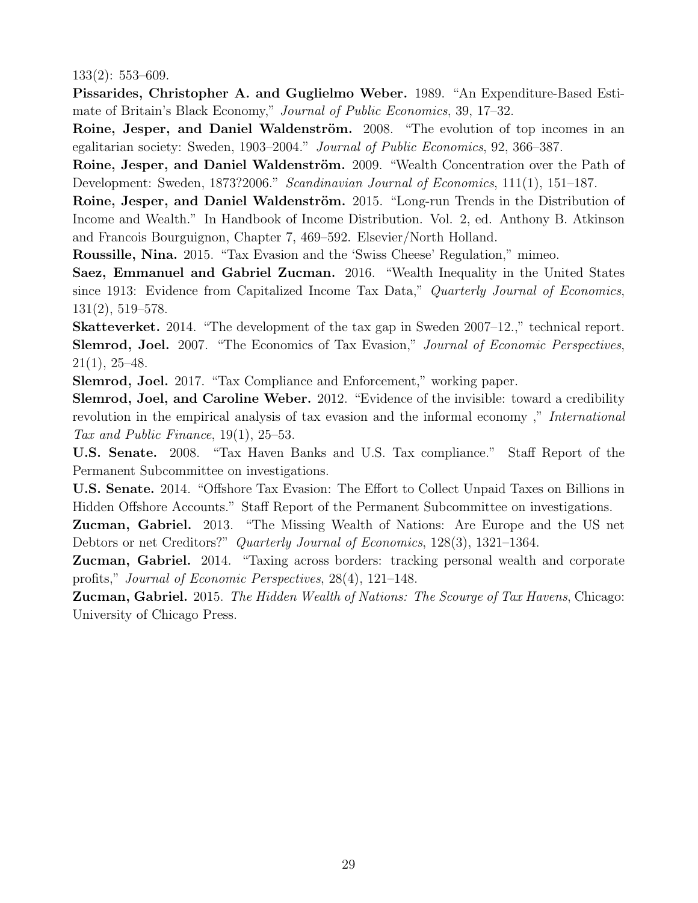133(2): 553–609.

**Pissarides, Christopher A. and Guglielmo Weber.** 1989. "An Expenditure-Based Estimate of Britain's Black Economy," *Journal of Public Economics*, 39, 17–32.

**Roine, Jesper, and Daniel Waldenström.** 2008. "The evolution of top incomes in an egalitarian society: Sweden, 1903–2004." *Journal of Public Economics*, 92, 366–387.

**Roine, Jesper, and Daniel Waldenström.** 2009. "Wealth Concentration over the Path of Development: Sweden, 1873?2006." *Scandinavian Journal of Economics*, 111(1), 151–187.

**Roine, Jesper, and Daniel Waldenström.** 2015. "Long-run Trends in the Distribution of Income and Wealth." In Handbook of Income Distribution. Vol. 2, ed. Anthony B. Atkinson and Francois Bourguignon, Chapter 7, 469–592. Elsevier/North Holland.

**Roussille, Nina.** 2015. "Tax Evasion and the 'Swiss Cheese' Regulation," mimeo.

**Saez, Emmanuel and Gabriel Zucman.** 2016. "Wealth Inequality in the United States since 1913: Evidence from Capitalized Income Tax Data," *Quarterly Journal of Economics*, 131(2), 519–578.

**Skatteverket.** 2014. "The development of the tax gap in Sweden 2007–12.," technical report.

**Slemrod, Joel.** 2007. "The Economics of Tax Evasion," *Journal of Economic Perspectives*, 21(1), 25–48.

**Slemrod, Joel.** 2017. "Tax Compliance and Enforcement," working paper.

**Slemrod, Joel, and Caroline Weber.** 2012. "Evidence of the invisible: toward a credibility revolution in the empirical analysis of tax evasion and the informal economy ," *International Tax and Public Finance*, 19(1), 25–53.

**U.S. Senate.** 2008. "Tax Haven Banks and U.S. Tax compliance." Staff Report of the Permanent Subcommittee on investigations.

**U.S. Senate.** 2014. "Offshore Tax Evasion: The Effort to Collect Unpaid Taxes on Billions in Hidden Offshore Accounts." Staff Report of the Permanent Subcommittee on investigations.

**Zucman, Gabriel.** 2013. "The Missing Wealth of Nations: Are Europe and the US net Debtors or net Creditors?" *Quarterly Journal of Economics*, 128(3), 1321–1364.

**Zucman, Gabriel.** 2014. "Taxing across borders: tracking personal wealth and corporate profits," *Journal of Economic Perspectives*, 28(4), 121–148.

**Zucman, Gabriel.** 2015. *The Hidden Wealth of Nations: The Scourge of Tax Havens*, Chicago: University of Chicago Press.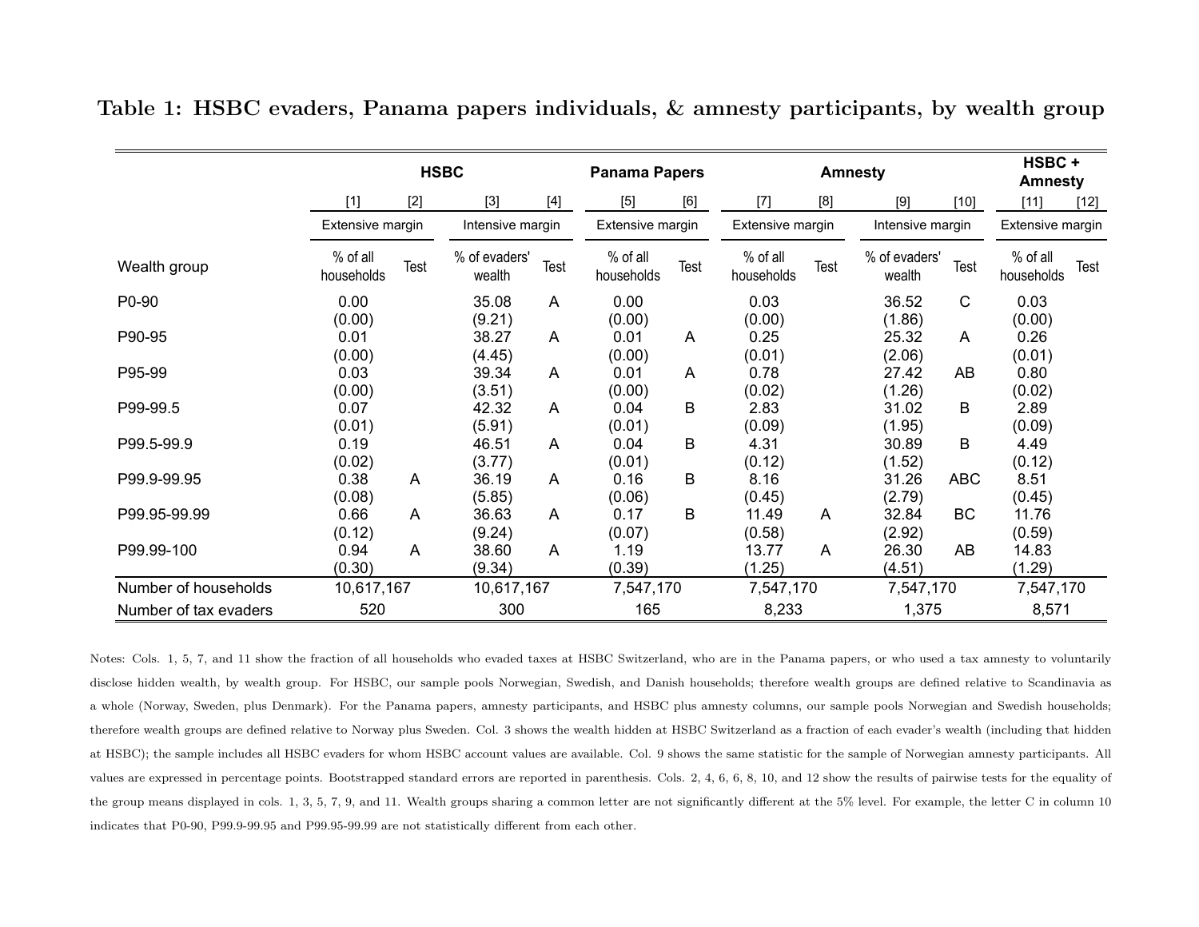**Table 1: HSBC evaders, Panama papers individuals, & amnesty participants, by wealth group**

| | HSBC | | | | Panama Papers | | Amnesty | | | | HSBC + Amnesty | |
|---|---|---|---|---|---|---|---|---|---|---|---|---|
| | [1] | [2] | [3] | [4] | [5] | [6] | [7] | [8] | [9] | [10] | [11] | [12] |
| | Extensive margin | | Intensive margin | | Extensive margin | | Extensive margin | | Intensive margin | | Extensive margin | |
| Wealth group | % of all households | Test | % of evaders' wealth | Test | % of all households | Test | % of all households | Test | % of evaders' wealth | Test | % of all households | Test |
| P0-90 | 0.00 | | 35.08 | A | 0.00 | | 0.03 | | 36.52 | C | 0.03 | |
| | (0.00) | | (9.21) | | (0.00) | | (0.00) | | (1.86) | | (0.00) | |
| P90-95 | 0.01 | | 38.27 | A | 0.01 | A | 0.25 | | 25.32 | A | 0.26 | |
| | (0.00) | | (4.45) | | (0.00) | | (0.01) | | (2.06) | | (0.01) | |
| P95-99 | 0.03 | | 39.34 | A | 0.01 | A | 0.78 | | 27.42 | AB | 0.80 | |
| | (0.00) | | (3.51) | | (0.00) | | (0.02) | | (1.26) | | (0.02) | |
| P99-99.5 | 0.07 | | 42.32 | A | 0.04 | B | 2.83 | | 31.02 | B | 2.89 | |
| | (0.01) | | (5.91) | | (0.01) | | (0.09) | | (1.95) | | (0.09) | |
| P99.5-99.9 | 0.19 | | 46.51 | A | 0.04 | B | 4.31 | | 30.89 | B | 4.49 | |
| | (0.02) | | (3.77) | | (0.01) | | (0.12) | | (1.52) | | (0.12) | |
| P99.9-99.95 | 0.38 | A | 36.19 | A | 0.16 | B | 8.16 | | 31.26 | ABC | 8.51 | |
| | (0.08) | | (5.85) | | (0.06) | | (0.45) | | (2.79) | | (0.45) | |
| P99.95-99.99 | 0.66 | A | 36.63 | A | 0.17 | B | 11.49 | A | 32.84 | BC | 11.76 | |
| | (0.12) | | (9.24) | | (0.07) | | (0.58) | | (2.92) | | (0.59) | |
| P99.99-100 | 0.94 | A | 38.60 | A | 1.19 | | 13.77 | A | 26.30 | AB | 14.83 | |
| | (0.30) | | (9.34) | | (0.39) | | (1.25) | | (4.51) | | (1.29) | |
| Number of households | 10,617,167 | | 10,617,167 | | 7,547,170 | | 7,547,170 | | 7,547,170 | | 7,547,170 | |
| Number of tax evaders | 520 | | 300 | | 165 | | 8,233 | | 1,375 | | 8,571 | |

Notes: Cols. 1, 5, 7, and 11 show the fraction of all households who evaded taxes at HSBC Switzerland, who are in the Panama papers, or who used a tax amnesty to voluntarily disclose hidden wealth, by wealth group. For HSBC, our sample pools Norwegian, Swedish, and Danish households; therefore wealth groups are defined relative to Scandinavia as a whole (Norway, Sweden, plus Denmark). For the Panama papers, amnesty participants, and HSBC plus amnesty columns, our sample pools Norwegian and Swedish households; therefore wealth groups are defined relative to Norway plus Sweden. Col. 3 shows the wealth hidden at HSBC Switzerland as a fraction of each evader's wealth (including that hidden at HSBC); the sample includes all HSBC evaders for whom HSBC account values are available. Col. 9 shows the same statistic for the sample of Norwegian amnesty participants. All values are expressed in percentage points. Bootstrapped standard errors are reported in parenthesis. Cols. 2, 4, 6, 6, 8, 10, and 12 show the results of pairwise tests for the equality of the group means displayed in cols. 1, 3, 5, 7, 9, and 11. Wealth groups sharing a common letter are not significantly different at the 5% level. For example, the letter C in column 10 indicates that P0-90, P99.9-99.95 and P99.95-99.99 are not statistically different from each other.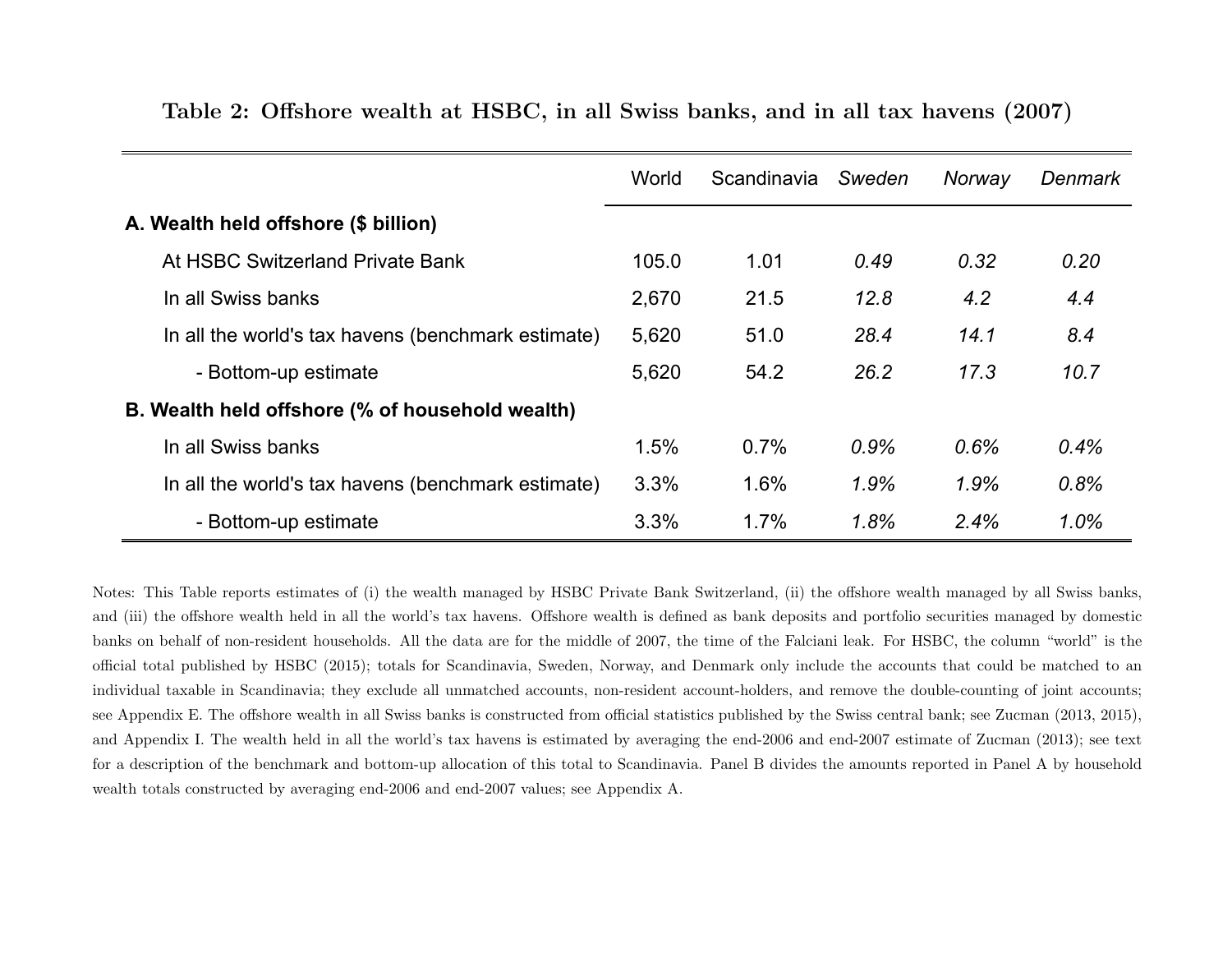**Table 2: Offshore wealth at HSBC, in all Swiss banks, and in all tax havens (2007)**

| | World | Scandinavia | *Sweden* | *Norway* | *Denmark* |
|---|---|---|---|---|---|
| **A. Wealth held offshore ($ billion)** | | | | | |
| At HSBC Switzerland Private Bank | 105.0 | 1.01 | *0.49* | *0.32* | *0.20* |
| In all Swiss banks | 2,670 | 21.5 | *12.8* | *4.2* | *4.4* |
| In all the world's tax havens (benchmark estimate) | 5,620 | 51.0 | *28.4* | *14.1* | *8.4* |
| - Bottom-up estimate | 5,620 | 54.2 | *26.2* | *17.3* | *10.7* |
| **B. Wealth held offshore (% of household wealth)** | | | | | |
| In all Swiss banks | 1.5% | 0.7% | *0.9%* | *0.6%* | *0.4%* |
| In all the world's tax havens (benchmark estimate) | 3.3% | 1.6% | *1.9%* | *1.9%* | *0.8%* |
| - Bottom-up estimate | 3.3% | 1.7% | *1.8%* | *2.4%* | *1.0%* |

Notes: This Table reports estimates of (i) the wealth managed by HSBC Private Bank Switzerland, (ii) the offshore wealth managed by all Swiss banks, and (iii) the offshore wealth held in all the world's tax havens. Offshore wealth is defined as bank deposits and portfolio securities managed by domestic banks on behalf of non-resident households. All the data are for the middle of 2007, the time of the Falciani leak. For HSBC, the column "world" is the official total published by HSBC (2015); totals for Scandinavia, Sweden, Norway, and Denmark only include the accounts that could be matched to an individual taxable in Scandinavia; they exclude all unmatched accounts, non-resident account-holders, and remove the double-counting of joint accounts; see Appendix E. The offshore wealth in all Swiss banks is constructed from official statistics published by the Swiss central bank; see Zucman (2013, 2015), and Appendix I. The wealth held in all the world's tax havens is estimated by averaging the end-2006 and end-2007 estimate of Zucman (2013); see text for a description of the benchmark and bottom-up allocation of this total to Scandinavia. Panel B divides the amounts reported in Panel A by household wealth totals constructed by averaging end-2006 and end-2007 values; see Appendix A.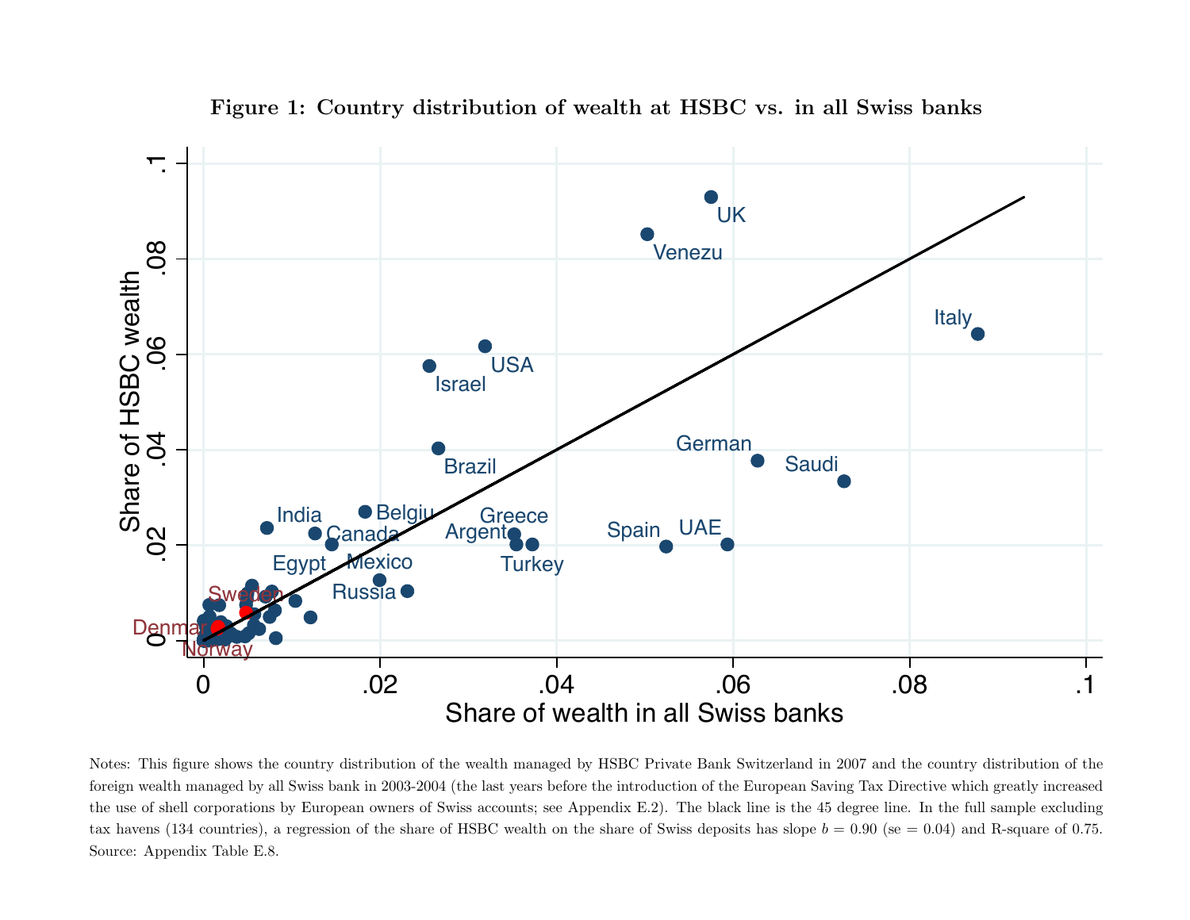**Figure 1: Country distribution of wealth at HSBC vs. in all Swiss banks**

Notes: This figure shows the country distribution of the wealth managed by HSBC Private Bank Switzerland in 2007 and the country distribution of the foreign wealth managed by all Swiss bank in 2003-2004 (the last years before the introduction of the European Saving Tax Directive which greatly increased the use of shell corporations by European owners of Swiss accounts; see Appendix E.2). The black line is the 45 degree line. In the full sample excluding tax havens (134 countries), a regression of the share of HSBC wealth on the share of Swiss deposits has slope $b = 0.90$ (se = 0.04) and R-square of 0.75. Source: Appendix Table E.8.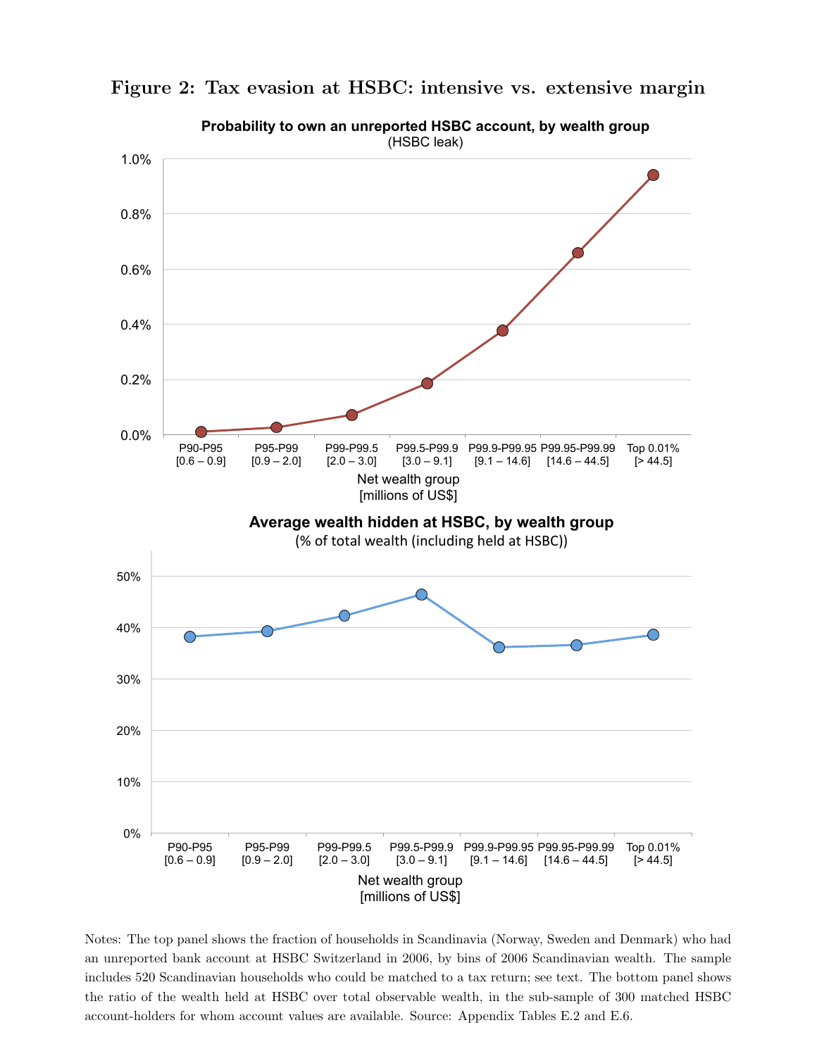# Figure 2: Tax evasion at HSBC: intensive vs. extensive margin

**Probability to own an unreported HSBC account, by wealth group**
(HSBC leak)

| Net wealth group [millions of US$] | Probability |
|---|---|
| P90-P95 [0.6 – 0.9] | |
| P95-P99 [0.9 – 2.0] | |
| P99-P99.5 [2.0 – 3.0] | |
| P99.5-P99.9 [3.0 – 9.1] | |
| P99.9-P99.95 [9.1 – 14.6] | |
| P99.95-P99.99 [14.6 – 44.5] | |
| Top 0.01% [> 44.5] | |

**Average wealth hidden at HSBC, by wealth group**
(% of total wealth (including held at HSBC))

| Net wealth group [millions of US$] | Share |
|---|---|
| P90-P95 [0.6 – 0.9] | |
| P95-P99 [0.9 – 2.0] | |
| P99-P99.5 [2.0 – 3.0] | |
| P99.5-P99.9 [3.0 – 9.1] | |
| P99.9-P99.95 [9.1 – 14.6] | |
| P99.95-P99.99 [14.6 – 44.5] | |
| Top 0.01% [> 44.5] | |

Notes: The top panel shows the fraction of households in Scandinavia (Norway, Sweden and Denmark) who had an unreported bank account at HSBC Switzerland in 2006, by bins of 2006 Scandinavian wealth. The sample includes 520 Scandinavian households who could be matched to a tax return; see text. The bottom panel shows the ratio of the wealth held at HSBC over total observable wealth, in the sub-sample of 300 matched HSBC account-holders for whom account values are available. Source: Appendix Tables E.2 and E.6.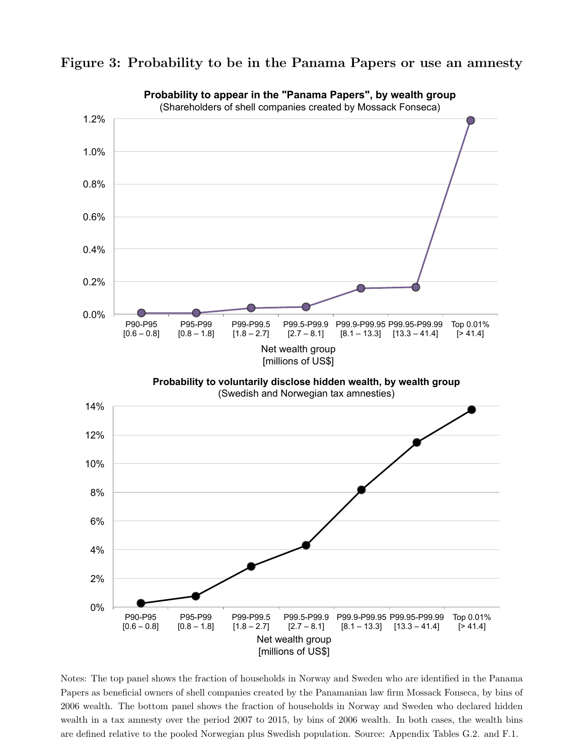# Figure 3: Probability to be in the Panama Papers or use an amnesty

**Probability to appear in the "Panama Papers", by wealth group**
(Shareholders of shell companies created by Mossack Fonseca)

Net wealth group [millions of US$]: P90-P95 [0.6 – 0.8]; P95-P99 [0.8 – 1.8]; P99-P99.5 [1.8 – 2.7]; P99.5-P99.9 [2.7 – 8.1]; P99.9-P99.95 [8.1 – 13.3]; P99.95-P99.99 [13.3 – 41.4]; Top 0.01% [> 41.4]

**Probability to voluntarily disclose hidden wealth, by wealth group**
(Swedish and Norwegian tax amnesties)

Net wealth group [millions of US$]: P90-P95 [0.6 – 0.8]; P95-P99 [0.8 – 1.8]; P99-P99.5 [1.8 – 2.7]; P99.5-P99.9 [2.7 – 8.1]; P99.9-P99.95 [8.1 – 13.3]; P99.95-P99.99 [13.3 – 41.4]; Top 0.01% [> 41.4]

Notes: The top panel shows the fraction of households in Norway and Sweden who are identified in the Panama Papers as beneficial owners of shell companies created by the Panamanian law firm Mossack Fonseca, by bins of 2006 wealth. The bottom panel shows the fraction of households in Norway and Sweden who declared hidden wealth in a tax amnesty over the period 2007 to 2015, by bins of 2006 wealth. In both cases, the wealth bins are defined relative to the pooled Norwegian plus Swedish population. Source: Appendix Tables G.2. and F.1.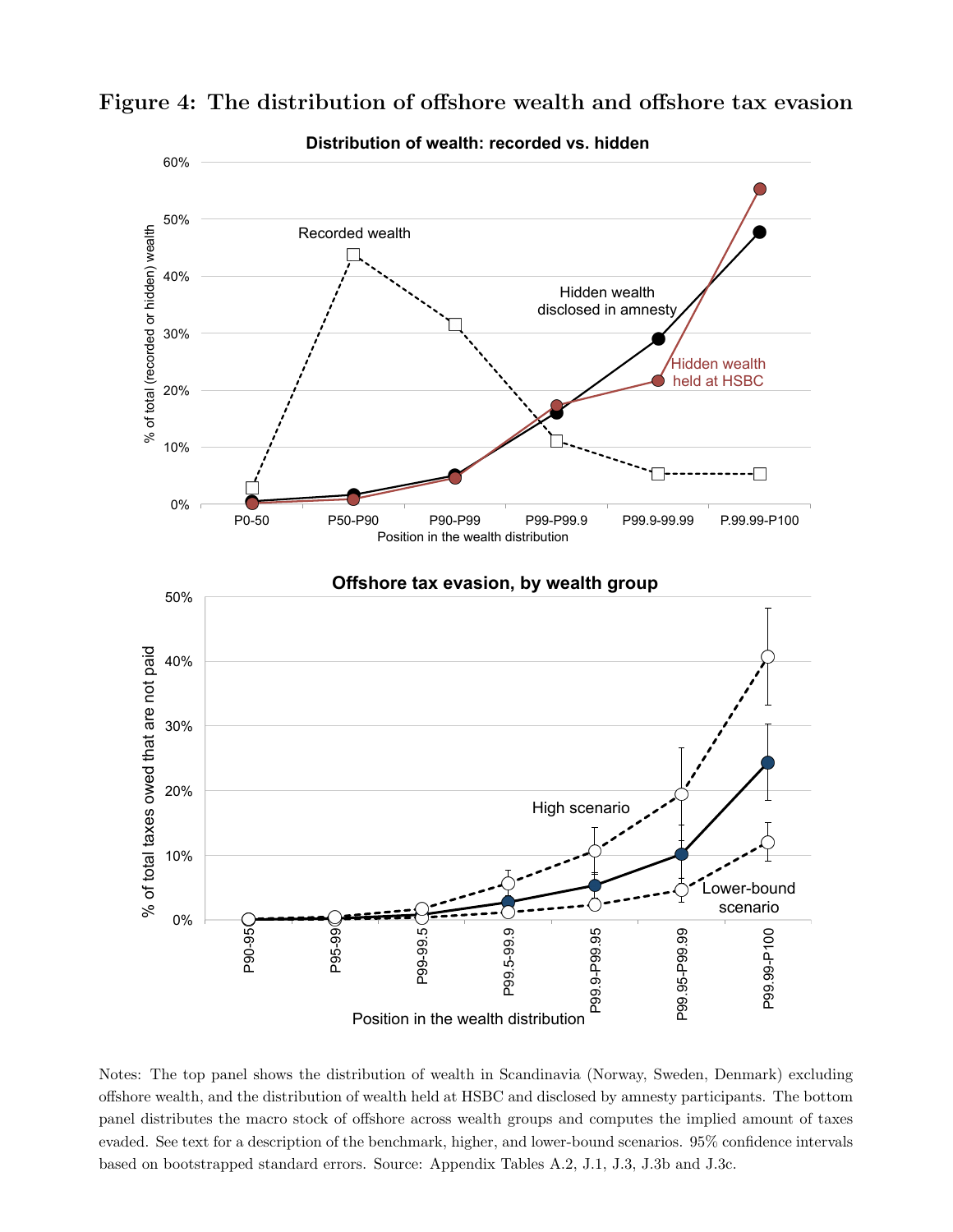# Figure 4: The distribution of offshore wealth and offshore tax evasion

Notes: The top panel shows the distribution of wealth in Scandinavia (Norway, Sweden, Denmark) excluding offshore wealth, and the distribution of wealth held at HSBC and disclosed by amnesty participants. The bottom panel distributes the macro stock of offshore across wealth groups and computes the implied amount of taxes evaded. See text for a description of the benchmark, higher, and lower-bound scenarios. 95% confidence intervals based on bootstrapped standard errors. Source: Appendix Tables A.2, J.1, J.3, J.3b and J.3c.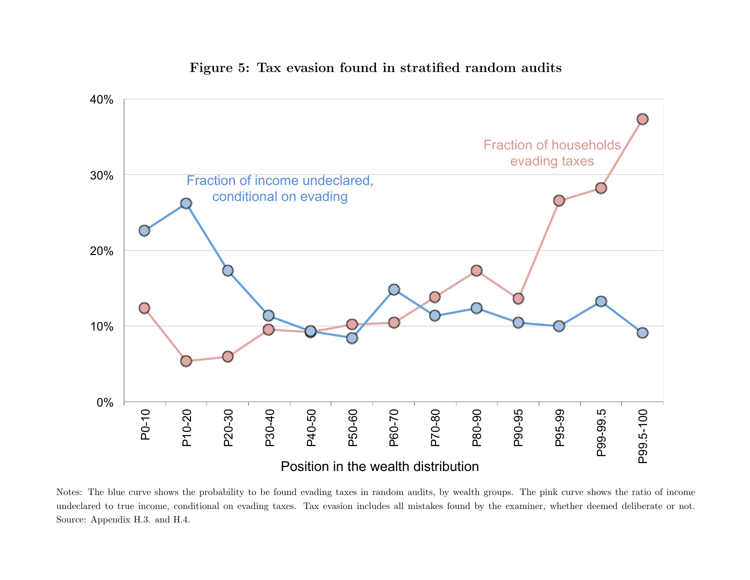**Figure 5: Tax evasion found in stratified random audits**

Notes: The blue curve shows the probability to be found evading taxes in random audits, by wealth groups. The pink curve shows the ratio of income undeclared to true income, conditional on evading taxes. Tax evasion includes all mistakes found by the examiner, whether deemed deliberate or not. Source: Appendix H.3. and H.4.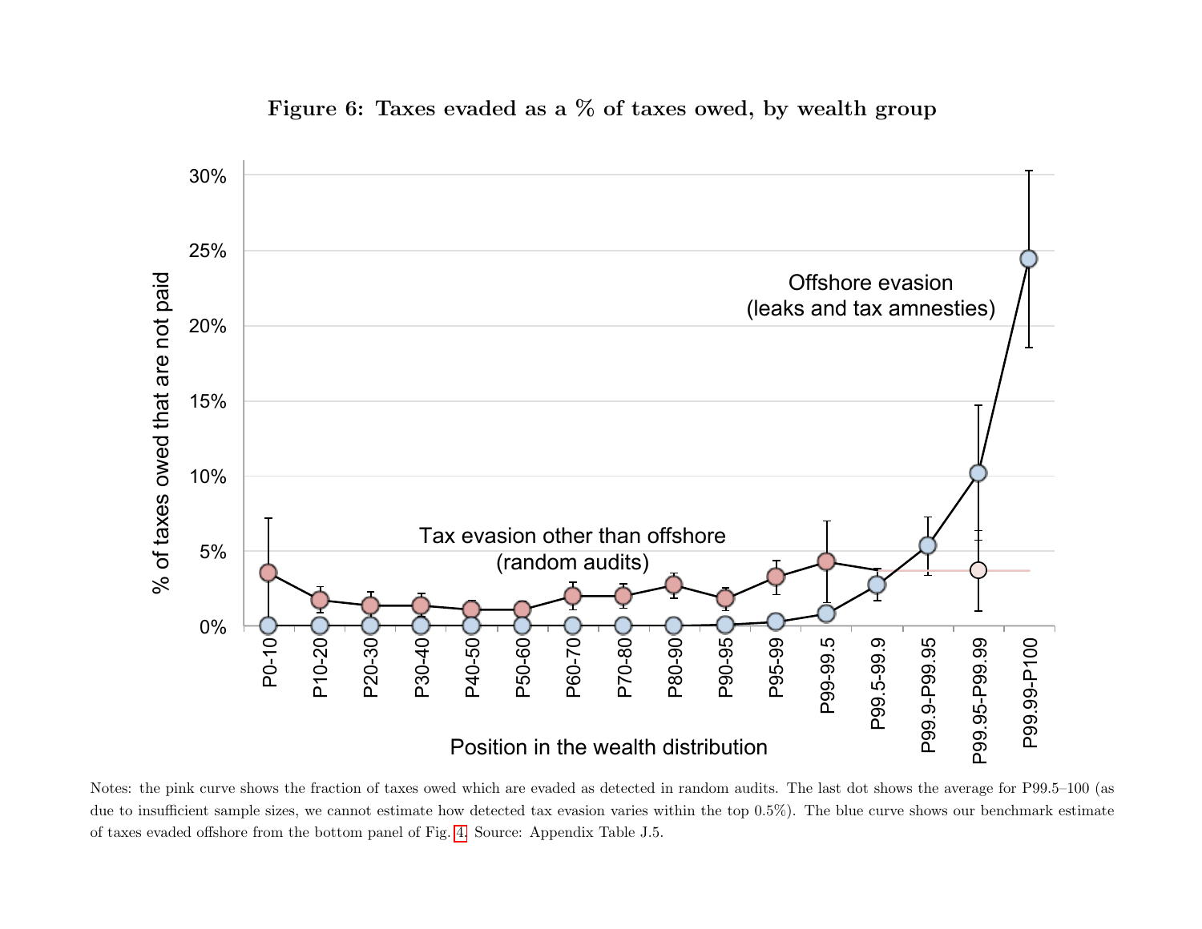**Figure 6: Taxes evaded as a % of taxes owed, by wealth group**

30%
25%
20%
15%
10%
5%
0%

% of taxes owed that are not paid

Offshore evasion
(leaks and tax amnesties)

Tax evasion other than offshore
(random audits)

P0-10
P10-20
P20-30
P30-40
P40-50
P50-60
P60-70
P70-80
P80-90
P90-95
P95-99
P99-99.5
P99.5-99.9
P99.9-P99.95
P99.95-P99.99
P99.99-P100

Position in the wealth distribution

Notes: the pink curve shows the fraction of taxes owed which are evaded as detected in random audits. The last dot shows the average for P99.5–100 (as due to insufficient sample sizes, we cannot estimate how detected tax evasion varies within the top 0.5%). The blue curve shows our benchmark estimate of taxes evaded offshore from the bottom panel of Fig. 4. Source: Appendix Table J.5.